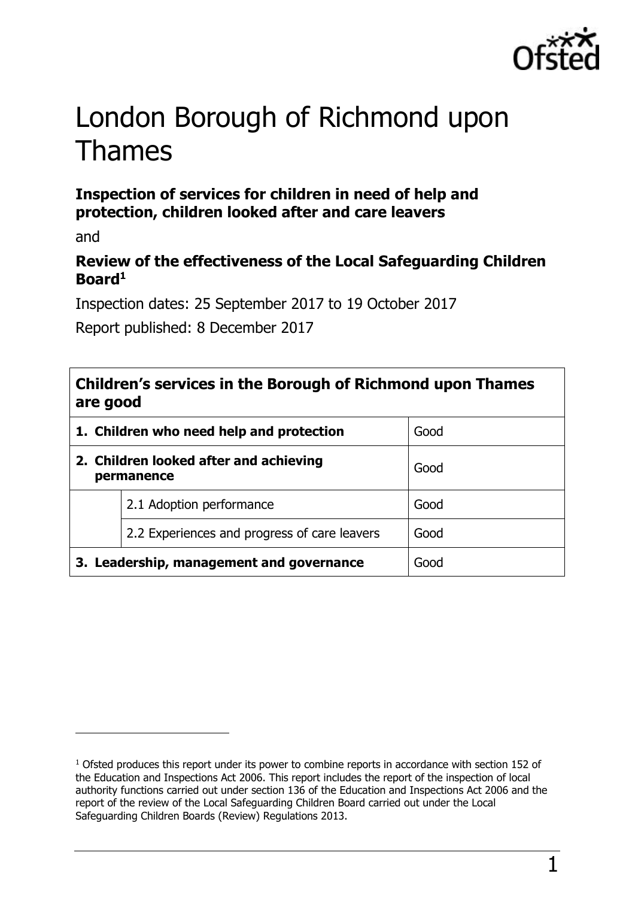# London Borough of Richmond upon Thames

**Inspection of services for children in need of help and protection, children looked after and care leavers**

and

**Review of the effectiveness of the Local Safeguarding Children Board[1]**

Inspection dates: 25 September 2017 to 19 October 2017

Report published: 8 December 2017

| **Children's services in the Borough of Richmond upon Thames are good** | | |
|---|---|---|
| **1. Children who need help and protection** | | Good |
| **2. Children looked after and achieving permanence** | | Good |
| | 2.1 Adoption performance | Good |
| | 2.2 Experiences and progress of care leavers | Good |
| **3. Leadership, management and governance** | | Good |

[1] Ofsted produces this report under its power to combine reports in accordance with section 152 of the Education and Inspections Act 2006. This report includes the report of the inspection of local authority functions carried out under section 136 of the Education and Inspections Act 2006 and the report of the review of the Local Safeguarding Children Board carried out under the Local Safeguarding Children Boards (Review) Regulations 2013.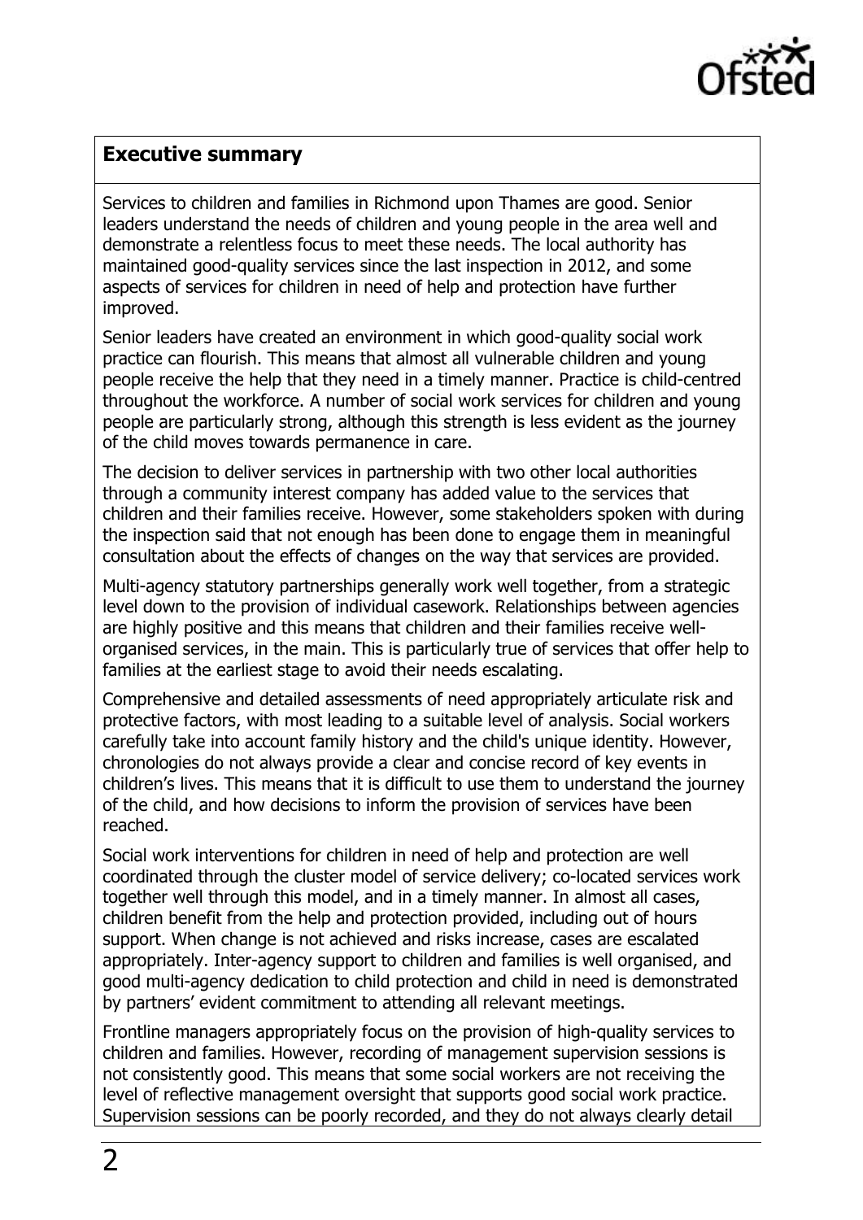## Executive summary

Services to children and families in Richmond upon Thames are good. Senior leaders understand the needs of children and young people in the area well and demonstrate a relentless focus to meet these needs. The local authority has maintained good-quality services since the last inspection in 2012, and some aspects of services for children in need of help and protection have further improved.

Senior leaders have created an environment in which good-quality social work practice can flourish. This means that almost all vulnerable children and young people receive the help that they need in a timely manner. Practice is child-centred throughout the workforce. A number of social work services for children and young people are particularly strong, although this strength is less evident as the journey of the child moves towards permanence in care.

The decision to deliver services in partnership with two other local authorities through a community interest company has added value to the services that children and their families receive. However, some stakeholders spoken with during the inspection said that not enough has been done to engage them in meaningful consultation about the effects of changes on the way that services are provided.

Multi-agency statutory partnerships generally work well together, from a strategic level down to the provision of individual casework. Relationships between agencies are highly positive and this means that children and their families receive well-organised services, in the main. This is particularly true of services that offer help to families at the earliest stage to avoid their needs escalating.

Comprehensive and detailed assessments of need appropriately articulate risk and protective factors, with most leading to a suitable level of analysis. Social workers carefully take into account family history and the child's unique identity. However, chronologies do not always provide a clear and concise record of key events in children's lives. This means that it is difficult to use them to understand the journey of the child, and how decisions to inform the provision of services have been reached.

Social work interventions for children in need of help and protection are well coordinated through the cluster model of service delivery; co-located services work together well through this model, and in a timely manner. In almost all cases, children benefit from the help and protection provided, including out of hours support. When change is not achieved and risks increase, cases are escalated appropriately. Inter-agency support to children and families is well organised, and good multi-agency dedication to child protection and child in need is demonstrated by partners' evident commitment to attending all relevant meetings.

Frontline managers appropriately focus on the provision of high-quality services to children and families. However, recording of management supervision sessions is not consistently good. This means that some social workers are not receiving the level of reflective management oversight that supports good social work practice. Supervision sessions can be poorly recorded, and they do not always clearly detail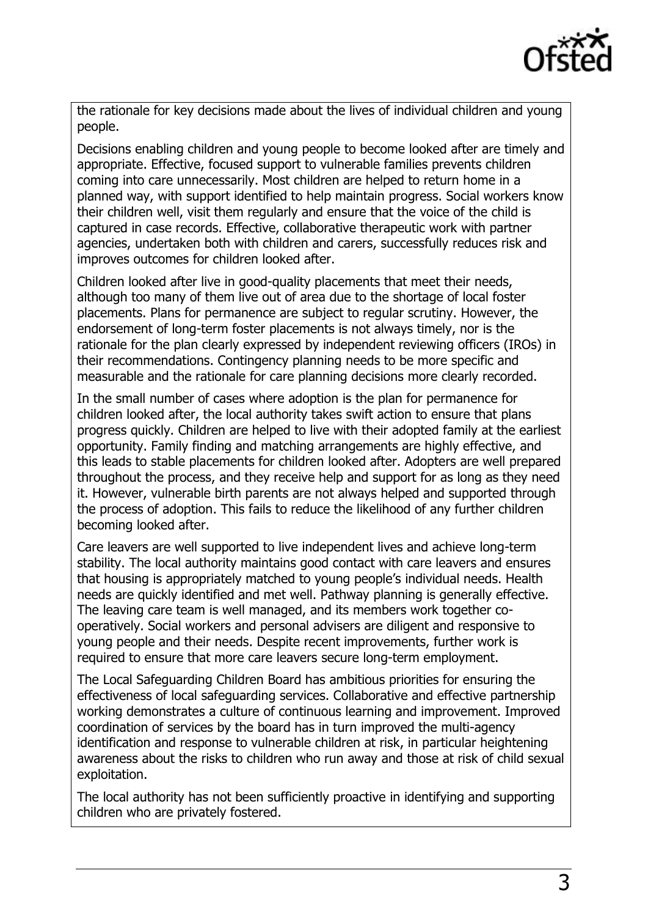the rationale for key decisions made about the lives of individual children and young people.

Decisions enabling children and young people to become looked after are timely and appropriate. Effective, focused support to vulnerable families prevents children coming into care unnecessarily. Most children are helped to return home in a planned way, with support identified to help maintain progress. Social workers know their children well, visit them regularly and ensure that the voice of the child is captured in case records. Effective, collaborative therapeutic work with partner agencies, undertaken both with children and carers, successfully reduces risk and improves outcomes for children looked after.

Children looked after live in good-quality placements that meet their needs, although too many of them live out of area due to the shortage of local foster placements. Plans for permanence are subject to regular scrutiny. However, the endorsement of long-term foster placements is not always timely, nor is the rationale for the plan clearly expressed by independent reviewing officers (IROs) in their recommendations. Contingency planning needs to be more specific and measurable and the rationale for care planning decisions more clearly recorded.

In the small number of cases where adoption is the plan for permanence for children looked after, the local authority takes swift action to ensure that plans progress quickly. Children are helped to live with their adopted family at the earliest opportunity. Family finding and matching arrangements are highly effective, and this leads to stable placements for children looked after. Adopters are well prepared throughout the process, and they receive help and support for as long as they need it. However, vulnerable birth parents are not always helped and supported through the process of adoption. This fails to reduce the likelihood of any further children becoming looked after.

Care leavers are well supported to live independent lives and achieve long-term stability. The local authority maintains good contact with care leavers and ensures that housing is appropriately matched to young people's individual needs. Health needs are quickly identified and met well. Pathway planning is generally effective. The leaving care team is well managed, and its members work together co-operatively. Social workers and personal advisers are diligent and responsive to young people and their needs. Despite recent improvements, further work is required to ensure that more care leavers secure long-term employment.

The Local Safeguarding Children Board has ambitious priorities for ensuring the effectiveness of local safeguarding services. Collaborative and effective partnership working demonstrates a culture of continuous learning and improvement. Improved coordination of services by the board has in turn improved the multi-agency identification and response to vulnerable children at risk, in particular heightening awareness about the risks to children who run away and those at risk of child sexual exploitation.

The local authority has not been sufficiently proactive in identifying and supporting children who are privately fostered.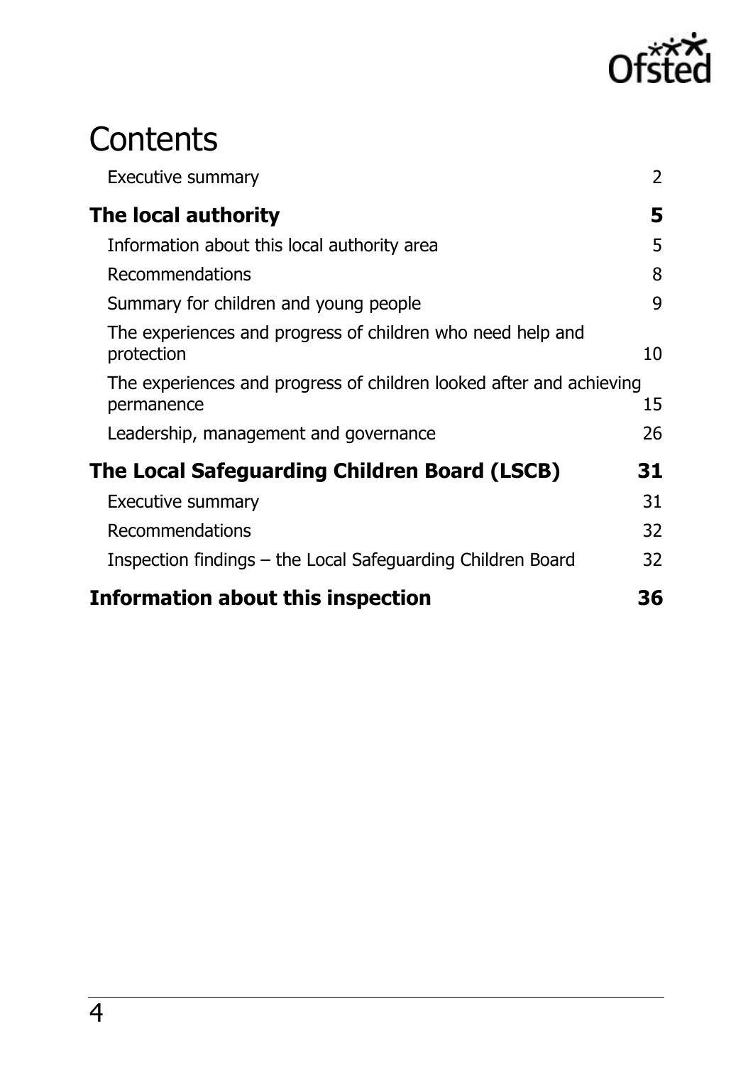# Contents

| | |
|---|---|
| Executive summary | 2 |
| **The local authority** | **5** |
| Information about this local authority area | 5 |
| Recommendations | 8 |
| Summary for children and young people | 9 |
| The experiences and progress of children who need help and protection | 10 |
| The experiences and progress of children looked after and achieving permanence | 15 |
| Leadership, management and governance | 26 |
| **The Local Safeguarding Children Board (LSCB)** | **31** |
| Executive summary | 31 |
| Recommendations | 32 |
| Inspection findings – the Local Safeguarding Children Board | 32 |
| **Information about this inspection** | **36** |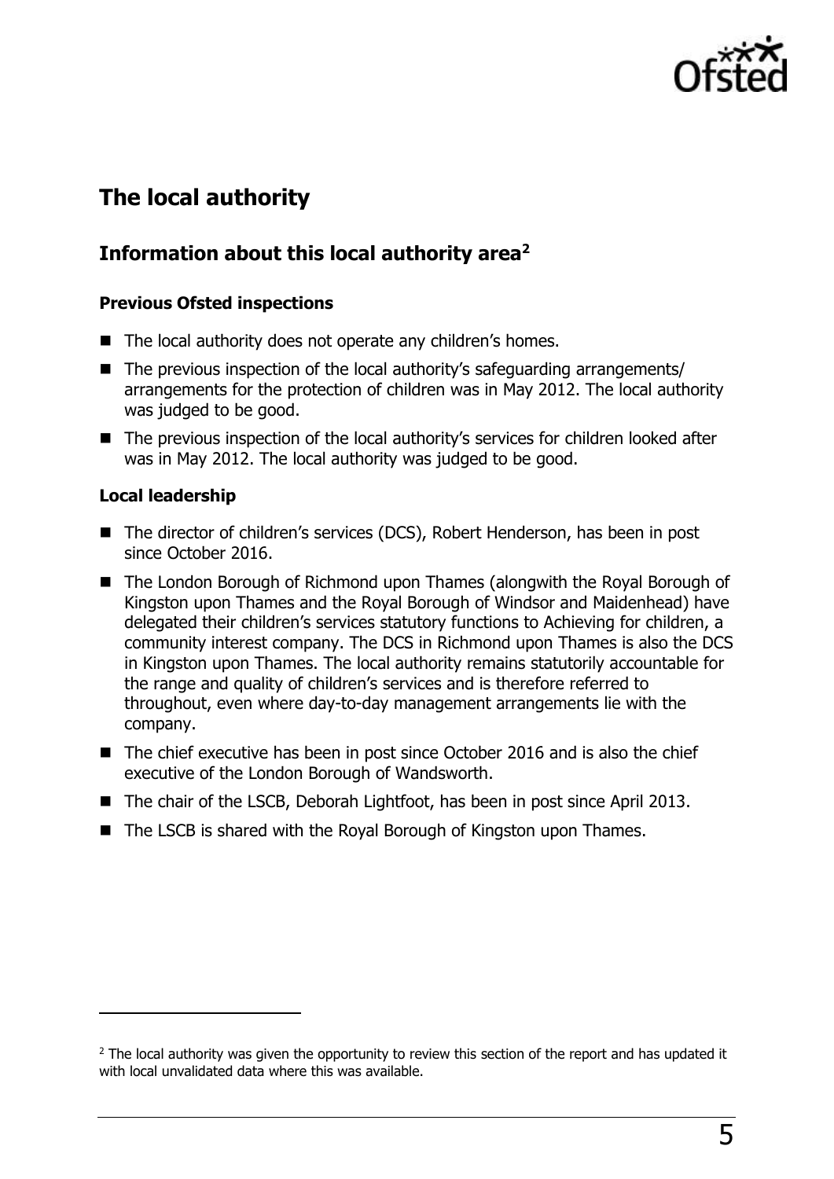# The local authority

## Information about this local authority area[2]

### Previous Ofsted inspections

- The local authority does not operate any children's homes.
- The previous inspection of the local authority's safeguarding arrangements/ arrangements for the protection of children was in May 2012. The local authority was judged to be good.
- The previous inspection of the local authority's services for children looked after was in May 2012. The local authority was judged to be good.

### Local leadership

- The director of children's services (DCS), Robert Henderson, has been in post since October 2016.
- The London Borough of Richmond upon Thames (alongwith the Royal Borough of Kingston upon Thames and the Royal Borough of Windsor and Maidenhead) have delegated their children's services statutory functions to Achieving for children, a community interest company. The DCS in Richmond upon Thames is also the DCS in Kingston upon Thames. The local authority remains statutorily accountable for the range and quality of children's services and is therefore referred to throughout, even where day-to-day management arrangements lie with the company.
- The chief executive has been in post since October 2016 and is also the chief executive of the London Borough of Wandsworth.
- The chair of the LSCB, Deborah Lightfoot, has been in post since April 2013.
- The LSCB is shared with the Royal Borough of Kingston upon Thames.

---

[2] The local authority was given the opportunity to review this section of the report and has updated it with local unvalidated data where this was available.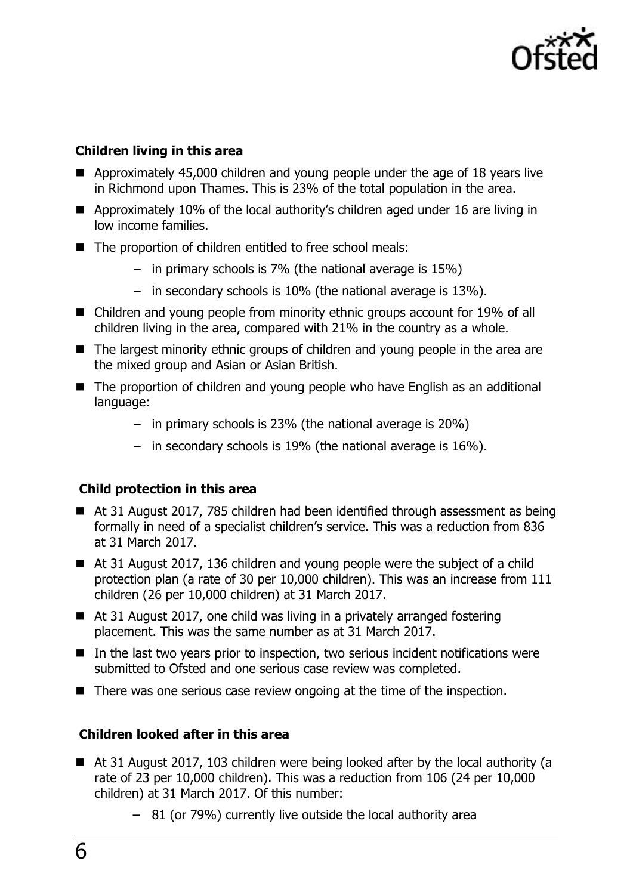**Children living in this area**

- Approximately 45,000 children and young people under the age of 18 years live in Richmond upon Thames. This is 23% of the total population in the area.
- Approximately 10% of the local authority's children aged under 16 are living in low income families.
- The proportion of children entitled to free school meals:
  - in primary schools is 7% (the national average is 15%)
  - in secondary schools is 10% (the national average is 13%).
- Children and young people from minority ethnic groups account for 19% of all children living in the area, compared with 21% in the country as a whole.
- The largest minority ethnic groups of children and young people in the area are the mixed group and Asian or Asian British.
- The proportion of children and young people who have English as an additional language:
  - in primary schools is 23% (the national average is 20%)
  - in secondary schools is 19% (the national average is 16%).

**Child protection in this area**

- At 31 August 2017, 785 children had been identified through assessment as being formally in need of a specialist children's service. This was a reduction from 836 at 31 March 2017.
- At 31 August 2017, 136 children and young people were the subject of a child protection plan (a rate of 30 per 10,000 children). This was an increase from 111 children (26 per 10,000 children) at 31 March 2017.
- At 31 August 2017, one child was living in a privately arranged fostering placement. This was the same number as at 31 March 2017.
- In the last two years prior to inspection, two serious incident notifications were submitted to Ofsted and one serious case review was completed.
- There was one serious case review ongoing at the time of the inspection.

**Children looked after in this area**

- At 31 August 2017, 103 children were being looked after by the local authority (a rate of 23 per 10,000 children). This was a reduction from 106 (24 per 10,000 children) at 31 March 2017. Of this number:
  - 81 (or 79%) currently live outside the local authority area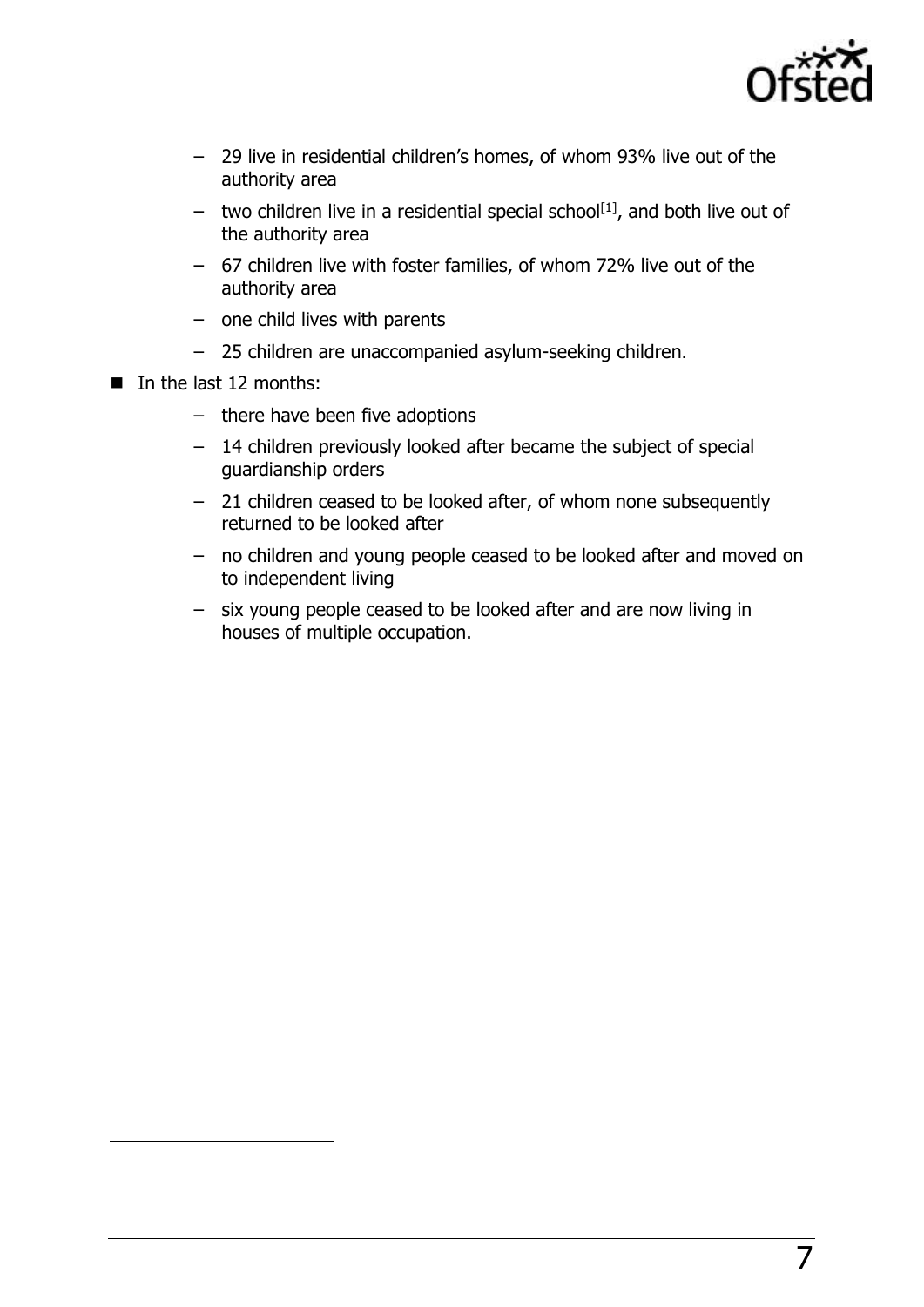- 29 live in residential children's homes, of whom 93% live out of the authority area
  - two children live in a residential special school[1], and both live out of the authority area
  - 67 children live with foster families, of whom 72% live out of the authority area
  - one child lives with parents
  - 25 children are unaccompanied asylum-seeking children.
- In the last 12 months:
  - there have been five adoptions
  - 14 children previously looked after became the subject of special guardianship orders
  - 21 children ceased to be looked after, of whom none subsequently returned to be looked after
  - no children and young people ceased to be looked after and moved on to independent living
  - six young people ceased to be looked after and are now living in houses of multiple occupation.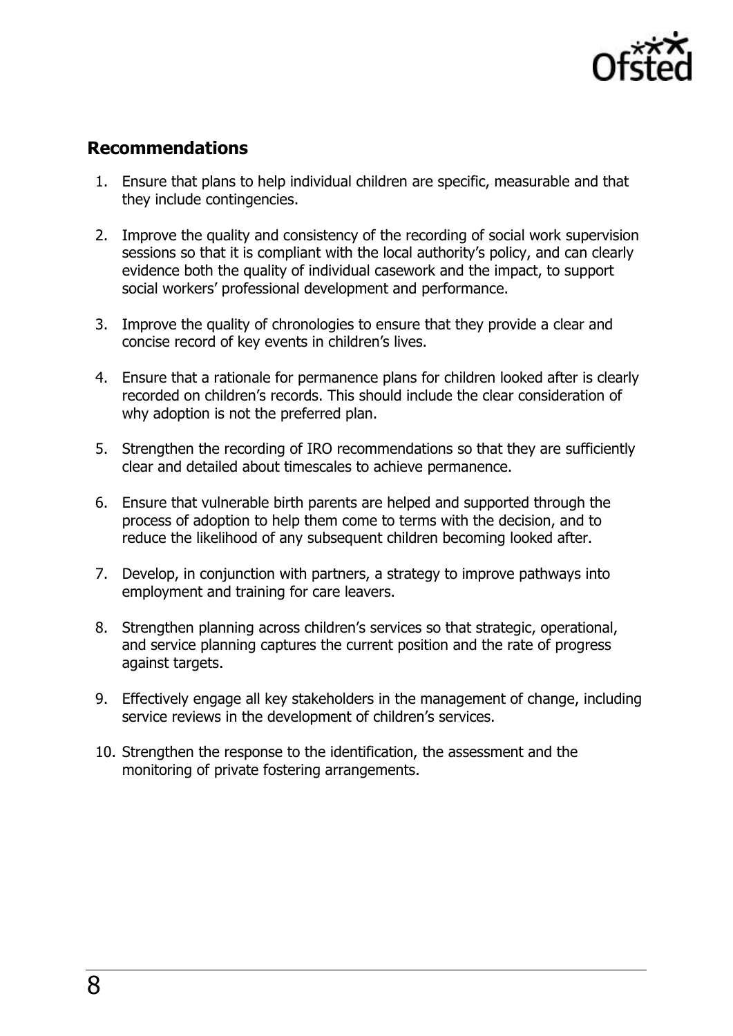## Recommendations

1. Ensure that plans to help individual children are specific, measurable and that they include contingencies.

2. Improve the quality and consistency of the recording of social work supervision sessions so that it is compliant with the local authority's policy, and can clearly evidence both the quality of individual casework and the impact, to support social workers' professional development and performance.

3. Improve the quality of chronologies to ensure that they provide a clear and concise record of key events in children's lives.

4. Ensure that a rationale for permanence plans for children looked after is clearly recorded on children's records. This should include the clear consideration of why adoption is not the preferred plan.

5. Strengthen the recording of IRO recommendations so that they are sufficiently clear and detailed about timescales to achieve permanence.

6. Ensure that vulnerable birth parents are helped and supported through the process of adoption to help them come to terms with the decision, and to reduce the likelihood of any subsequent children becoming looked after.

7. Develop, in conjunction with partners, a strategy to improve pathways into employment and training for care leavers.

8. Strengthen planning across children's services so that strategic, operational, and service planning captures the current position and the rate of progress against targets.

9. Effectively engage all key stakeholders in the management of change, including service reviews in the development of children's services.

10. Strengthen the response to the identification, the assessment and the monitoring of private fostering arrangements.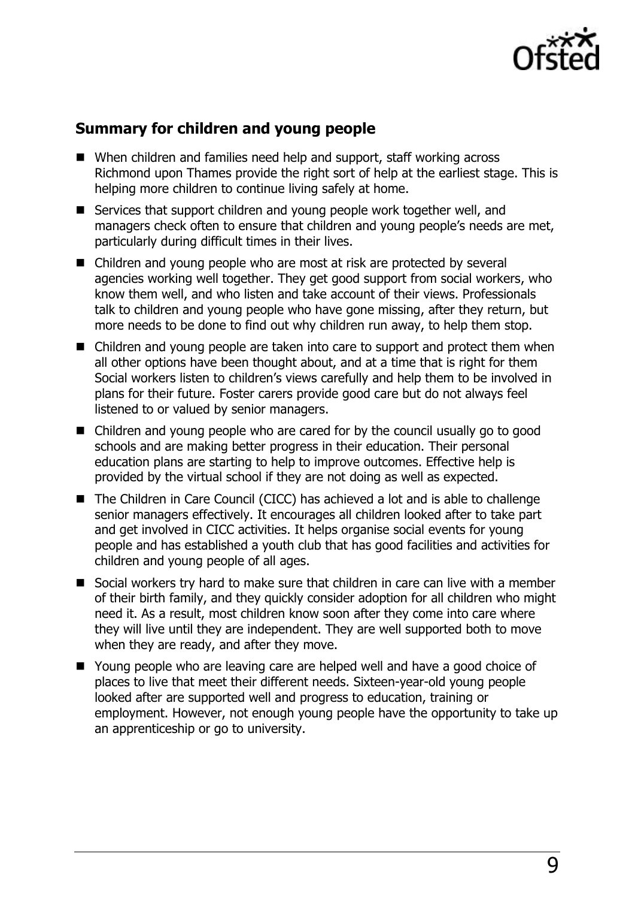## Summary for children and young people

- When children and families need help and support, staff working across Richmond upon Thames provide the right sort of help at the earliest stage. This is helping more children to continue living safely at home.
- Services that support children and young people work together well, and managers check often to ensure that children and young people's needs are met, particularly during difficult times in their lives.
- Children and young people who are most at risk are protected by several agencies working well together. They get good support from social workers, who know them well, and who listen and take account of their views. Professionals talk to children and young people who have gone missing, after they return, but more needs to be done to find out why children run away, to help them stop.
- Children and young people are taken into care to support and protect them when all other options have been thought about, and at a time that is right for them Social workers listen to children's views carefully and help them to be involved in plans for their future. Foster carers provide good care but do not always feel listened to or valued by senior managers.
- Children and young people who are cared for by the council usually go to good schools and are making better progress in their education. Their personal education plans are starting to help to improve outcomes. Effective help is provided by the virtual school if they are not doing as well as expected.
- The Children in Care Council (CICC) has achieved a lot and is able to challenge senior managers effectively. It encourages all children looked after to take part and get involved in CICC activities. It helps organise social events for young people and has established a youth club that has good facilities and activities for children and young people of all ages.
- Social workers try hard to make sure that children in care can live with a member of their birth family, and they quickly consider adoption for all children who might need it. As a result, most children know soon after they come into care where they will live until they are independent. They are well supported both to move when they are ready, and after they move.
- Young people who are leaving care are helped well and have a good choice of places to live that meet their different needs. Sixteen-year-old young people looked after are supported well and progress to education, training or employment. However, not enough young people have the opportunity to take up an apprenticeship or go to university.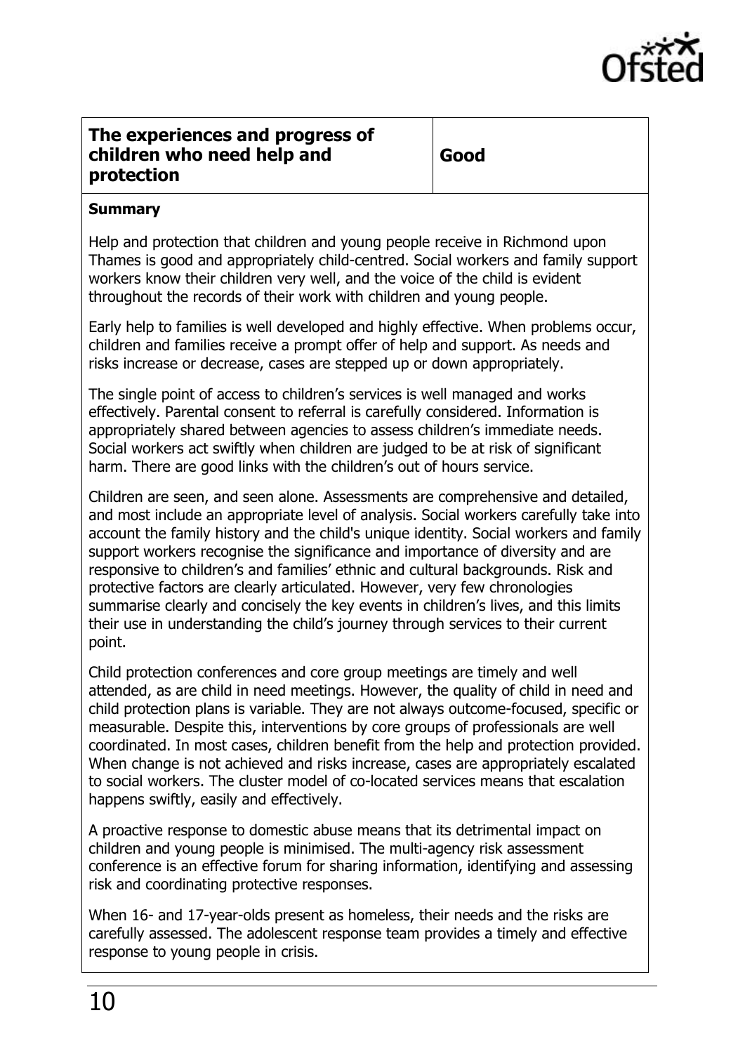| The experiences and progress of children who need help and protection | Good |
| --- | --- |

**Summary**

Help and protection that children and young people receive in Richmond upon Thames is good and appropriately child-centred. Social workers and family support workers know their children very well, and the voice of the child is evident throughout the records of their work with children and young people.

Early help to families is well developed and highly effective. When problems occur, children and families receive a prompt offer of help and support. As needs and risks increase or decrease, cases are stepped up or down appropriately.

The single point of access to children's services is well managed and works effectively. Parental consent to referral is carefully considered. Information is appropriately shared between agencies to assess children's immediate needs. Social workers act swiftly when children are judged to be at risk of significant harm. There are good links with the children's out of hours service.

Children are seen, and seen alone. Assessments are comprehensive and detailed, and most include an appropriate level of analysis. Social workers carefully take into account the family history and the child's unique identity. Social workers and family support workers recognise the significance and importance of diversity and are responsive to children's and families' ethnic and cultural backgrounds. Risk and protective factors are clearly articulated. However, very few chronologies summarise clearly and concisely the key events in children's lives, and this limits their use in understanding the child's journey through services to their current point.

Child protection conferences and core group meetings are timely and well attended, as are child in need meetings. However, the quality of child in need and child protection plans is variable. They are not always outcome-focused, specific or measurable. Despite this, interventions by core groups of professionals are well coordinated. In most cases, children benefit from the help and protection provided. When change is not achieved and risks increase, cases are appropriately escalated to social workers. The cluster model of co-located services means that escalation happens swiftly, easily and effectively.

A proactive response to domestic abuse means that its detrimental impact on children and young people is minimised. The multi-agency risk assessment conference is an effective forum for sharing information, identifying and assessing risk and coordinating protective responses.

When 16- and 17-year-olds present as homeless, their needs and the risks are carefully assessed. The adolescent response team provides a timely and effective response to young people in crisis.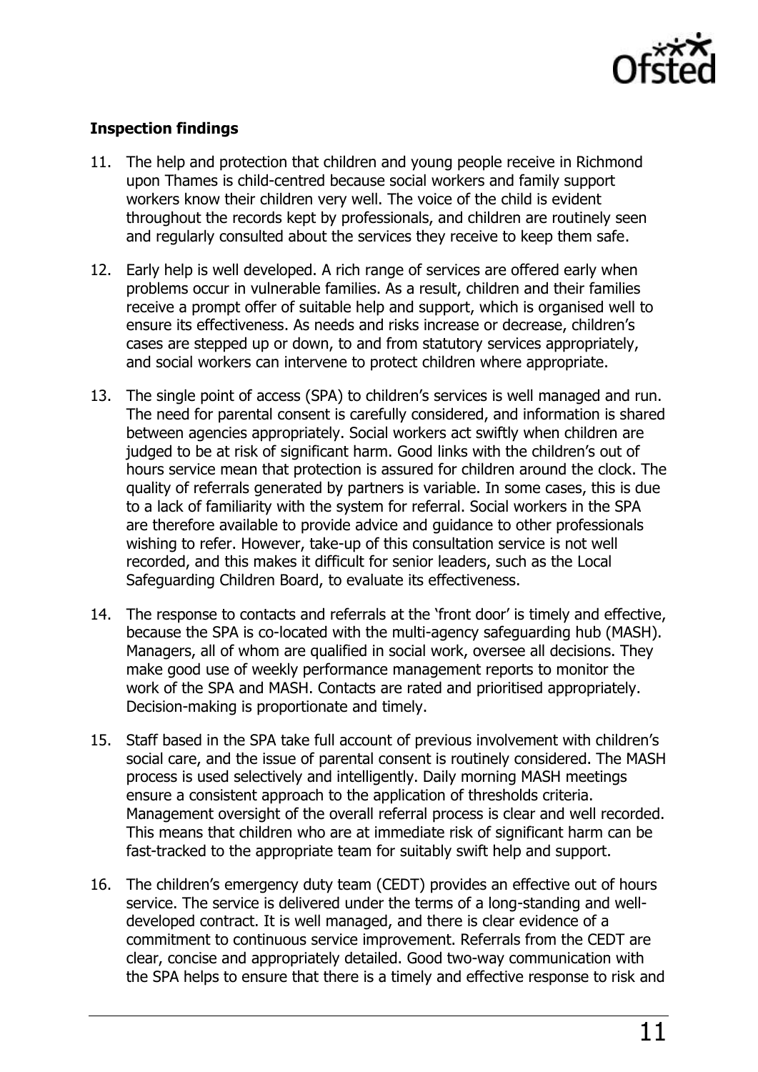**Inspection findings**

11. The help and protection that children and young people receive in Richmond upon Thames is child-centred because social workers and family support workers know their children very well. The voice of the child is evident throughout the records kept by professionals, and children are routinely seen and regularly consulted about the services they receive to keep them safe.

12. Early help is well developed. A rich range of services are offered early when problems occur in vulnerable families. As a result, children and their families receive a prompt offer of suitable help and support, which is organised well to ensure its effectiveness. As needs and risks increase or decrease, children's cases are stepped up or down, to and from statutory services appropriately, and social workers can intervene to protect children where appropriate.

13. The single point of access (SPA) to children's services is well managed and run. The need for parental consent is carefully considered, and information is shared between agencies appropriately. Social workers act swiftly when children are judged to be at risk of significant harm. Good links with the children's out of hours service mean that protection is assured for children around the clock. The quality of referrals generated by partners is variable. In some cases, this is due to a lack of familiarity with the system for referral. Social workers in the SPA are therefore available to provide advice and guidance to other professionals wishing to refer. However, take-up of this consultation service is not well recorded, and this makes it difficult for senior leaders, such as the Local Safeguarding Children Board, to evaluate its effectiveness.

14. The response to contacts and referrals at the 'front door' is timely and effective, because the SPA is co-located with the multi-agency safeguarding hub (MASH). Managers, all of whom are qualified in social work, oversee all decisions. They make good use of weekly performance management reports to monitor the work of the SPA and MASH. Contacts are rated and prioritised appropriately. Decision-making is proportionate and timely.

15. Staff based in the SPA take full account of previous involvement with children's social care, and the issue of parental consent is routinely considered. The MASH process is used selectively and intelligently. Daily morning MASH meetings ensure a consistent approach to the application of thresholds criteria. Management oversight of the overall referral process is clear and well recorded. This means that children who are at immediate risk of significant harm can be fast-tracked to the appropriate team for suitably swift help and support.

16. The children's emergency duty team (CEDT) provides an effective out of hours service. The service is delivered under the terms of a long-standing and well-developed contract. It is well managed, and there is clear evidence of a commitment to continuous service improvement. Referrals from the CEDT are clear, concise and appropriately detailed. Good two-way communication with the SPA helps to ensure that there is a timely and effective response to risk and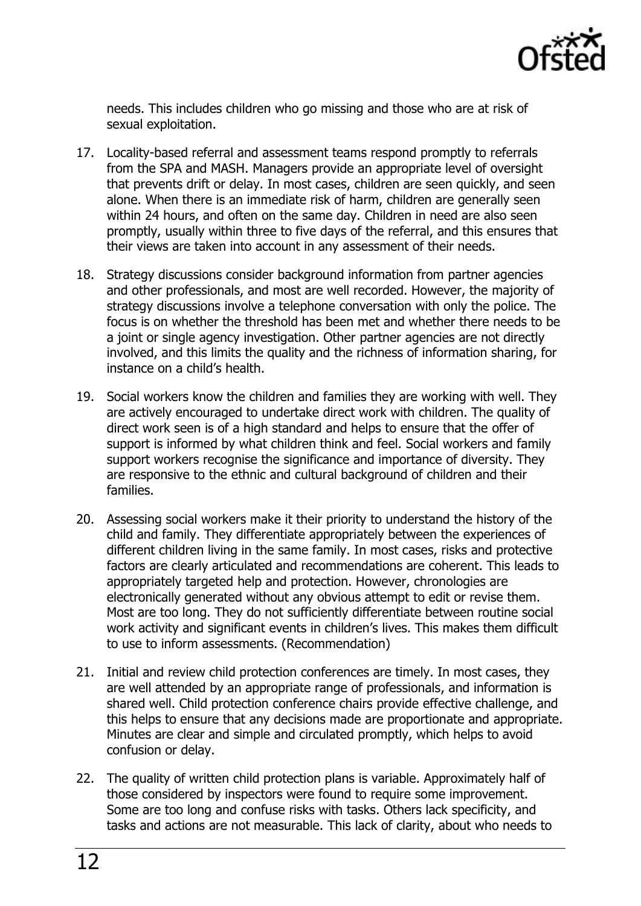needs. This includes children who go missing and those who are at risk of sexual exploitation.

17. Locality-based referral and assessment teams respond promptly to referrals from the SPA and MASH. Managers provide an appropriate level of oversight that prevents drift or delay. In most cases, children are seen quickly, and seen alone. When there is an immediate risk of harm, children are generally seen within 24 hours, and often on the same day. Children in need are also seen promptly, usually within three to five days of the referral, and this ensures that their views are taken into account in any assessment of their needs.

18. Strategy discussions consider background information from partner agencies and other professionals, and most are well recorded. However, the majority of strategy discussions involve a telephone conversation with only the police. The focus is on whether the threshold has been met and whether there needs to be a joint or single agency investigation. Other partner agencies are not directly involved, and this limits the quality and the richness of information sharing, for instance on a child's health.

19. Social workers know the children and families they are working with well. They are actively encouraged to undertake direct work with children. The quality of direct work seen is of a high standard and helps to ensure that the offer of support is informed by what children think and feel. Social workers and family support workers recognise the significance and importance of diversity. They are responsive to the ethnic and cultural background of children and their families.

20. Assessing social workers make it their priority to understand the history of the child and family. They differentiate appropriately between the experiences of different children living in the same family. In most cases, risks and protective factors are clearly articulated and recommendations are coherent. This leads to appropriately targeted help and protection. However, chronologies are electronically generated without any obvious attempt to edit or revise them. Most are too long. They do not sufficiently differentiate between routine social work activity and significant events in children's lives. This makes them difficult to use to inform assessments. (Recommendation)

21. Initial and review child protection conferences are timely. In most cases, they are well attended by an appropriate range of professionals, and information is shared well. Child protection conference chairs provide effective challenge, and this helps to ensure that any decisions made are proportionate and appropriate. Minutes are clear and simple and circulated promptly, which helps to avoid confusion or delay.

22. The quality of written child protection plans is variable. Approximately half of those considered by inspectors were found to require some improvement. Some are too long and confuse risks with tasks. Others lack specificity, and tasks and actions are not measurable. This lack of clarity, about who needs to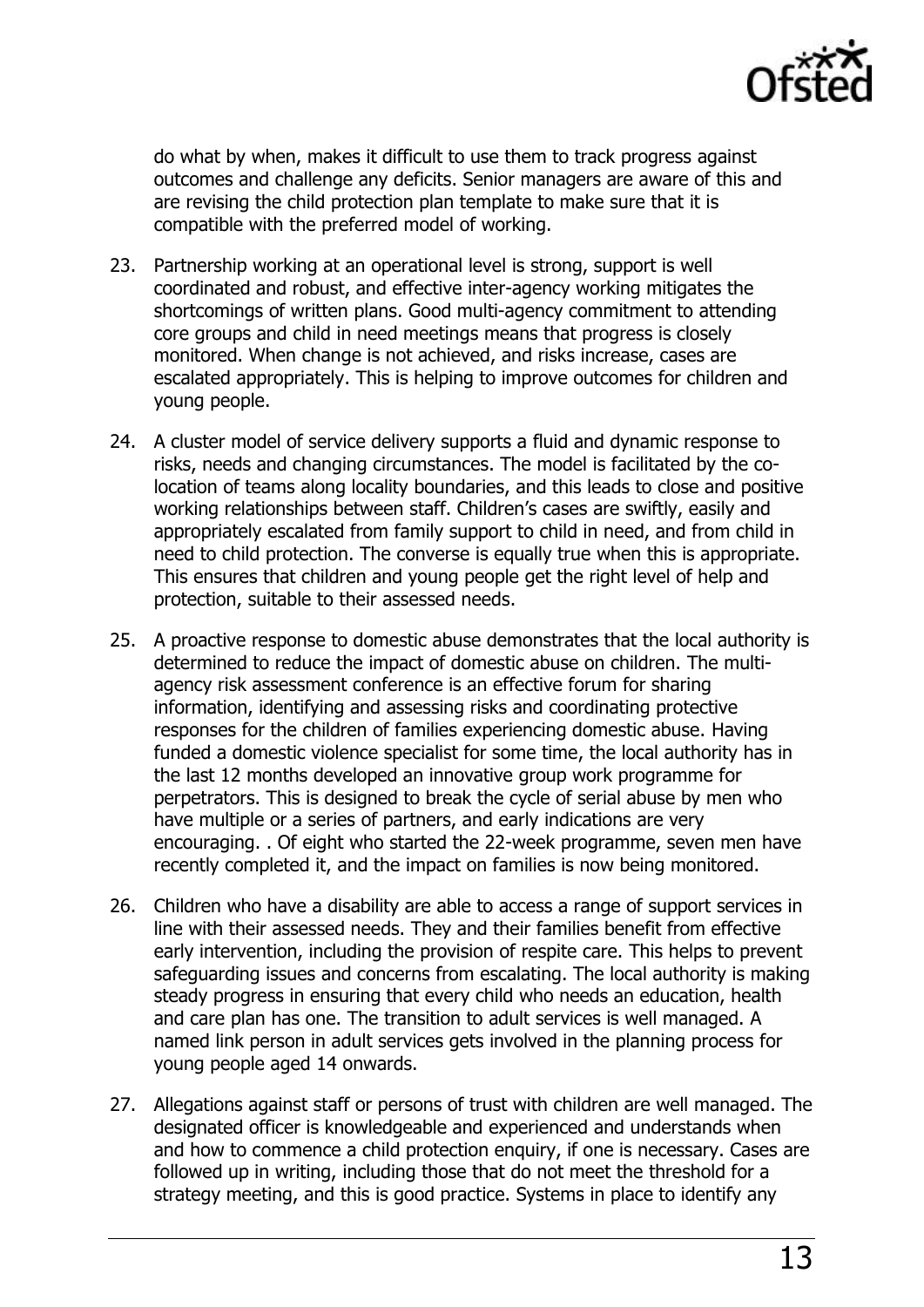do what by when, makes it difficult to use them to track progress against outcomes and challenge any deficits. Senior managers are aware of this and are revising the child protection plan template to make sure that it is compatible with the preferred model of working.

23. Partnership working at an operational level is strong, support is well coordinated and robust, and effective inter-agency working mitigates the shortcomings of written plans. Good multi-agency commitment to attending core groups and child in need meetings means that progress is closely monitored. When change is not achieved, and risks increase, cases are escalated appropriately. This is helping to improve outcomes for children and young people.

24. A cluster model of service delivery supports a fluid and dynamic response to risks, needs and changing circumstances. The model is facilitated by the co-location of teams along locality boundaries, and this leads to close and positive working relationships between staff. Children's cases are swiftly, easily and appropriately escalated from family support to child in need, and from child in need to child protection. The converse is equally true when this is appropriate. This ensures that children and young people get the right level of help and protection, suitable to their assessed needs.

25. A proactive response to domestic abuse demonstrates that the local authority is determined to reduce the impact of domestic abuse on children. The multi-agency risk assessment conference is an effective forum for sharing information, identifying and assessing risks and coordinating protective responses for the children of families experiencing domestic abuse. Having funded a domestic violence specialist for some time, the local authority has in the last 12 months developed an innovative group work programme for perpetrators. This is designed to break the cycle of serial abuse by men who have multiple or a series of partners, and early indications are very encouraging. . Of eight who started the 22-week programme, seven men have recently completed it, and the impact on families is now being monitored.

26. Children who have a disability are able to access a range of support services in line with their assessed needs. They and their families benefit from effective early intervention, including the provision of respite care. This helps to prevent safeguarding issues and concerns from escalating. The local authority is making steady progress in ensuring that every child who needs an education, health and care plan has one. The transition to adult services is well managed. A named link person in adult services gets involved in the planning process for young people aged 14 onwards.

27. Allegations against staff or persons of trust with children are well managed. The designated officer is knowledgeable and experienced and understands when and how to commence a child protection enquiry, if one is necessary. Cases are followed up in writing, including those that do not meet the threshold for a strategy meeting, and this is good practice. Systems in place to identify any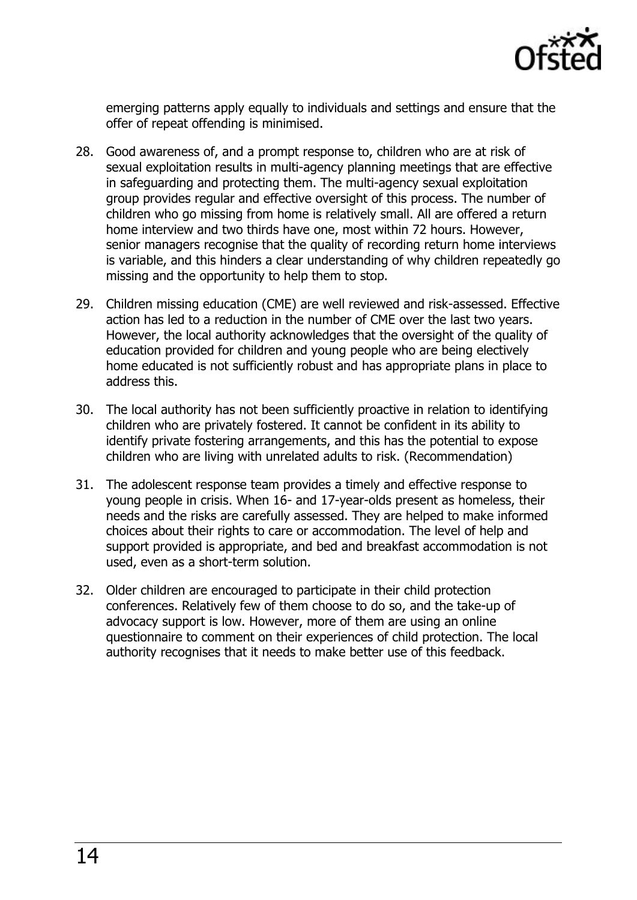emerging patterns apply equally to individuals and settings and ensure that the offer of repeat offending is minimised.

28. Good awareness of, and a prompt response to, children who are at risk of sexual exploitation results in multi-agency planning meetings that are effective in safeguarding and protecting them. The multi-agency sexual exploitation group provides regular and effective oversight of this process. The number of children who go missing from home is relatively small. All are offered a return home interview and two thirds have one, most within 72 hours. However, senior managers recognise that the quality of recording return home interviews is variable, and this hinders a clear understanding of why children repeatedly go missing and the opportunity to help them to stop.

29. Children missing education (CME) are well reviewed and risk-assessed. Effective action has led to a reduction in the number of CME over the last two years. However, the local authority acknowledges that the oversight of the quality of education provided for children and young people who are being electively home educated is not sufficiently robust and has appropriate plans in place to address this.

30. The local authority has not been sufficiently proactive in relation to identifying children who are privately fostered. It cannot be confident in its ability to identify private fostering arrangements, and this has the potential to expose children who are living with unrelated adults to risk. (Recommendation)

31. The adolescent response team provides a timely and effective response to young people in crisis. When 16- and 17-year-olds present as homeless, their needs and the risks are carefully assessed. They are helped to make informed choices about their rights to care or accommodation. The level of help and support provided is appropriate, and bed and breakfast accommodation is not used, even as a short-term solution.

32. Older children are encouraged to participate in their child protection conferences. Relatively few of them choose to do so, and the take-up of advocacy support is low. However, more of them are using an online questionnaire to comment on their experiences of child protection. The local authority recognises that it needs to make better use of this feedback.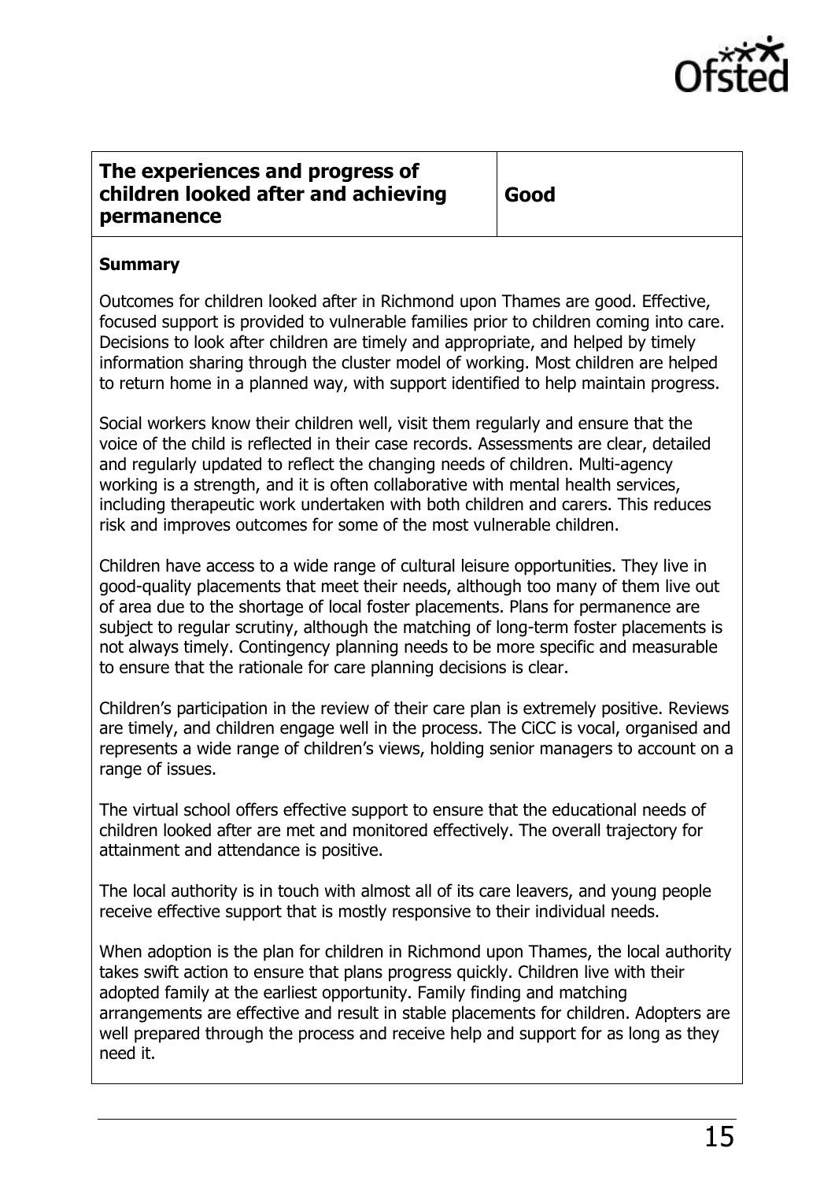| The experiences and progress of children looked after and achieving permanence | Good |
| --- | --- |

**Summary**

Outcomes for children looked after in Richmond upon Thames are good. Effective, focused support is provided to vulnerable families prior to children coming into care. Decisions to look after children are timely and appropriate, and helped by timely information sharing through the cluster model of working. Most children are helped to return home in a planned way, with support identified to help maintain progress.

Social workers know their children well, visit them regularly and ensure that the voice of the child is reflected in their case records. Assessments are clear, detailed and regularly updated to reflect the changing needs of children. Multi-agency working is a strength, and it is often collaborative with mental health services, including therapeutic work undertaken with both children and carers. This reduces risk and improves outcomes for some of the most vulnerable children.

Children have access to a wide range of cultural leisure opportunities. They live in good-quality placements that meet their needs, although too many of them live out of area due to the shortage of local foster placements. Plans for permanence are subject to regular scrutiny, although the matching of long-term foster placements is not always timely. Contingency planning needs to be more specific and measurable to ensure that the rationale for care planning decisions is clear.

Children's participation in the review of their care plan is extremely positive. Reviews are timely, and children engage well in the process. The CiCC is vocal, organised and represents a wide range of children's views, holding senior managers to account on a range of issues.

The virtual school offers effective support to ensure that the educational needs of children looked after are met and monitored effectively. The overall trajectory for attainment and attendance is positive.

The local authority is in touch with almost all of its care leavers, and young people receive effective support that is mostly responsive to their individual needs.

When adoption is the plan for children in Richmond upon Thames, the local authority takes swift action to ensure that plans progress quickly. Children live with their adopted family at the earliest opportunity. Family finding and matching arrangements are effective and result in stable placements for children. Adopters are well prepared through the process and receive help and support for as long as they need it.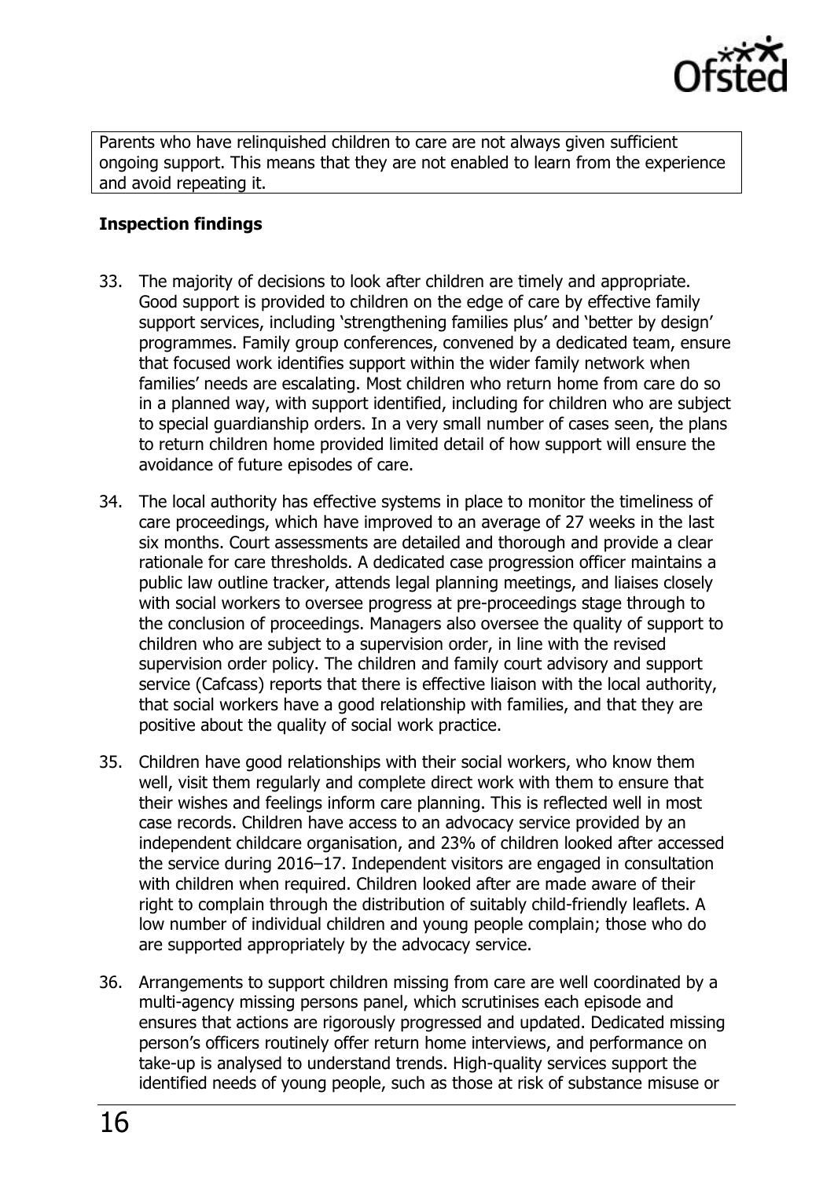Parents who have relinquished children to care are not always given sufficient ongoing support. This means that they are not enabled to learn from the experience and avoid repeating it.

**Inspection findings**

33. The majority of decisions to look after children are timely and appropriate. Good support is provided to children on the edge of care by effective family support services, including 'strengthening families plus' and 'better by design' programmes. Family group conferences, convened by a dedicated team, ensure that focused work identifies support within the wider family network when families' needs are escalating. Most children who return home from care do so in a planned way, with support identified, including for children who are subject to special guardianship orders. In a very small number of cases seen, the plans to return children home provided limited detail of how support will ensure the avoidance of future episodes of care.

34. The local authority has effective systems in place to monitor the timeliness of care proceedings, which have improved to an average of 27 weeks in the last six months. Court assessments are detailed and thorough and provide a clear rationale for care thresholds. A dedicated case progression officer maintains a public law outline tracker, attends legal planning meetings, and liaises closely with social workers to oversee progress at pre-proceedings stage through to the conclusion of proceedings. Managers also oversee the quality of support to children who are subject to a supervision order, in line with the revised supervision order policy. The children and family court advisory and support service (Cafcass) reports that there is effective liaison with the local authority, that social workers have a good relationship with families, and that they are positive about the quality of social work practice.

35. Children have good relationships with their social workers, who know them well, visit them regularly and complete direct work with them to ensure that their wishes and feelings inform care planning. This is reflected well in most case records. Children have access to an advocacy service provided by an independent childcare organisation, and 23% of children looked after accessed the service during 2016–17. Independent visitors are engaged in consultation with children when required. Children looked after are made aware of their right to complain through the distribution of suitably child-friendly leaflets. A low number of individual children and young people complain; those who do are supported appropriately by the advocacy service.

36. Arrangements to support children missing from care are well coordinated by a multi-agency missing persons panel, which scrutinises each episode and ensures that actions are rigorously progressed and updated. Dedicated missing person's officers routinely offer return home interviews, and performance on take-up is analysed to understand trends. High-quality services support the identified needs of young people, such as those at risk of substance misuse or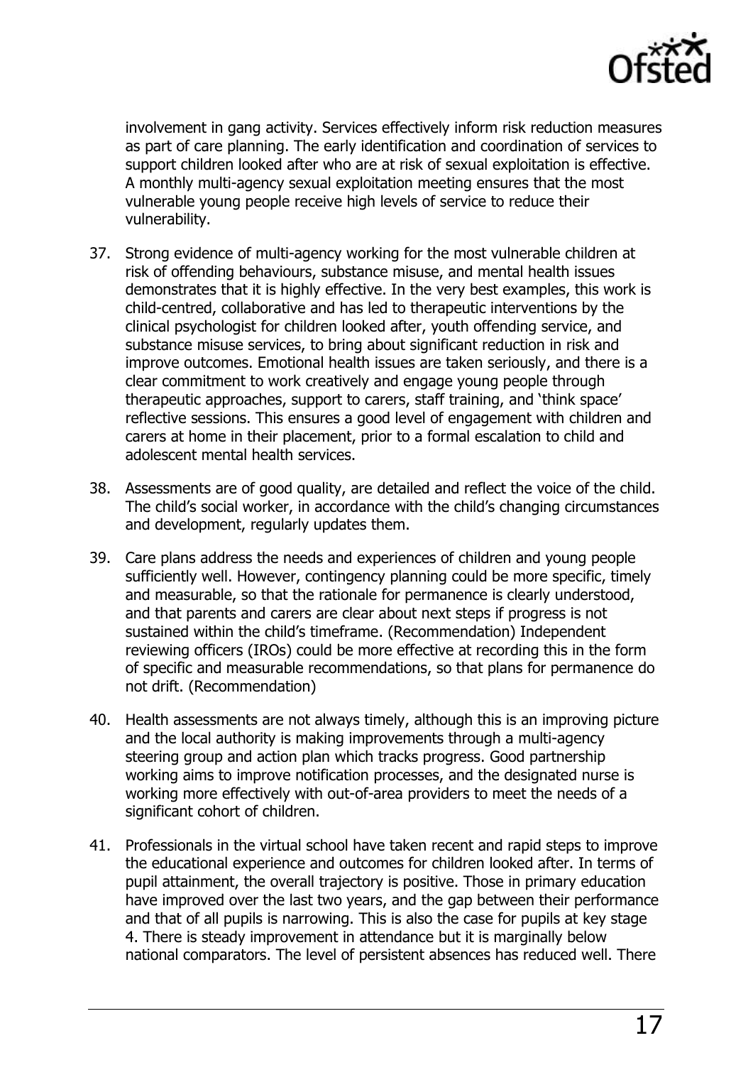involvement in gang activity. Services effectively inform risk reduction measures as part of care planning. The early identification and coordination of services to support children looked after who are at risk of sexual exploitation is effective. A monthly multi-agency sexual exploitation meeting ensures that the most vulnerable young people receive high levels of service to reduce their vulnerability.

37. Strong evidence of multi-agency working for the most vulnerable children at risk of offending behaviours, substance misuse, and mental health issues demonstrates that it is highly effective. In the very best examples, this work is child-centred, collaborative and has led to therapeutic interventions by the clinical psychologist for children looked after, youth offending service, and substance misuse services, to bring about significant reduction in risk and improve outcomes. Emotional health issues are taken seriously, and there is a clear commitment to work creatively and engage young people through therapeutic approaches, support to carers, staff training, and 'think space' reflective sessions. This ensures a good level of engagement with children and carers at home in their placement, prior to a formal escalation to child and adolescent mental health services.

38. Assessments are of good quality, are detailed and reflect the voice of the child. The child's social worker, in accordance with the child's changing circumstances and development, regularly updates them.

39. Care plans address the needs and experiences of children and young people sufficiently well. However, contingency planning could be more specific, timely and measurable, so that the rationale for permanence is clearly understood, and that parents and carers are clear about next steps if progress is not sustained within the child's timeframe. (Recommendation) Independent reviewing officers (IROs) could be more effective at recording this in the form of specific and measurable recommendations, so that plans for permanence do not drift. (Recommendation)

40. Health assessments are not always timely, although this is an improving picture and the local authority is making improvements through a multi-agency steering group and action plan which tracks progress. Good partnership working aims to improve notification processes, and the designated nurse is working more effectively with out-of-area providers to meet the needs of a significant cohort of children.

41. Professionals in the virtual school have taken recent and rapid steps to improve the educational experience and outcomes for children looked after. In terms of pupil attainment, the overall trajectory is positive. Those in primary education have improved over the last two years, and the gap between their performance and that of all pupils is narrowing. This is also the case for pupils at key stage 4. There is steady improvement in attendance but it is marginally below national comparators. The level of persistent absences has reduced well. There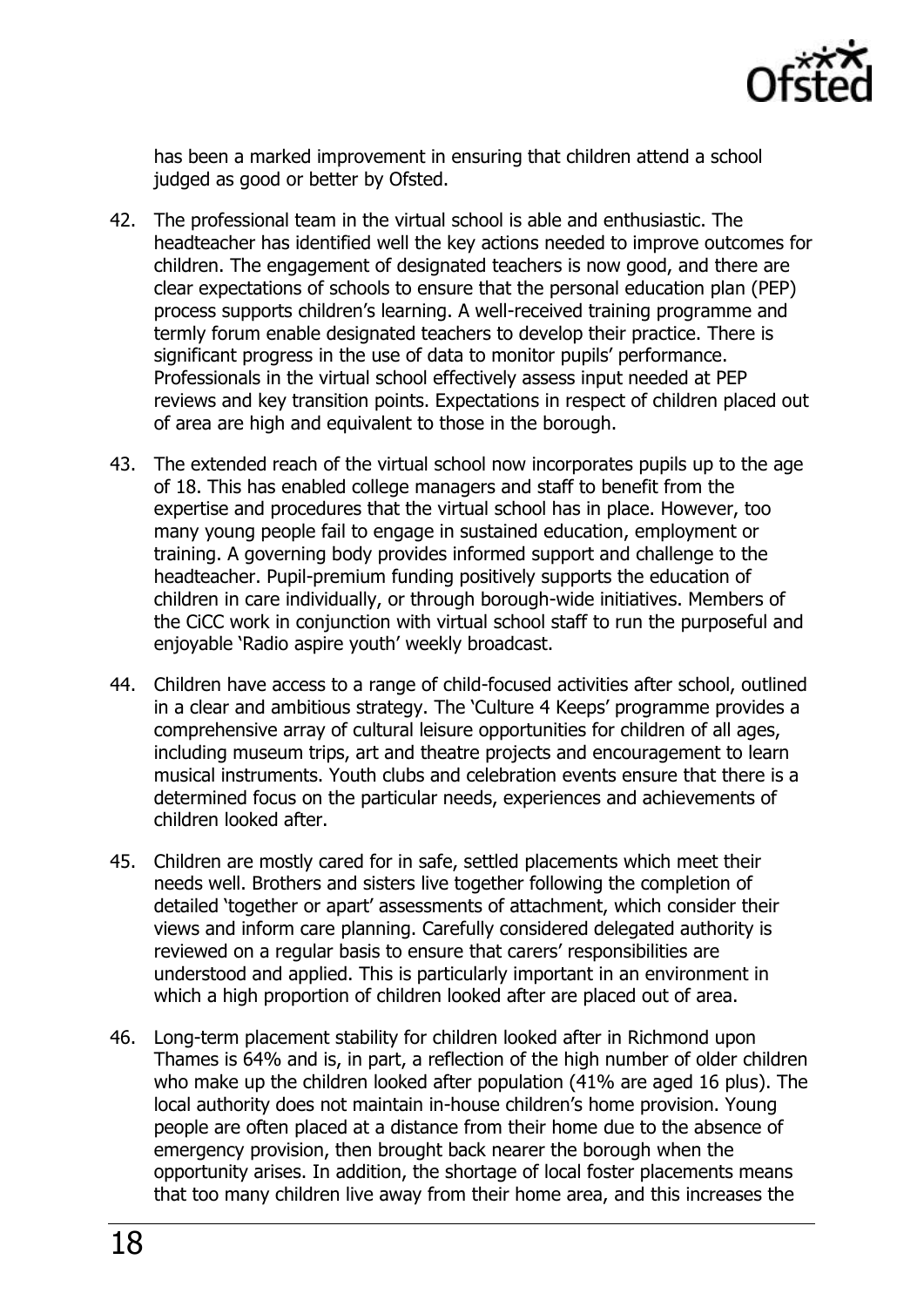has been a marked improvement in ensuring that children attend a school judged as good or better by Ofsted.

42. The professional team in the virtual school is able and enthusiastic. The headteacher has identified well the key actions needed to improve outcomes for children. The engagement of designated teachers is now good, and there are clear expectations of schools to ensure that the personal education plan (PEP) process supports children's learning. A well-received training programme and termly forum enable designated teachers to develop their practice. There is significant progress in the use of data to monitor pupils' performance. Professionals in the virtual school effectively assess input needed at PEP reviews and key transition points. Expectations in respect of children placed out of area are high and equivalent to those in the borough.

43. The extended reach of the virtual school now incorporates pupils up to the age of 18. This has enabled college managers and staff to benefit from the expertise and procedures that the virtual school has in place. However, too many young people fail to engage in sustained education, employment or training. A governing body provides informed support and challenge to the headteacher. Pupil-premium funding positively supports the education of children in care individually, or through borough-wide initiatives. Members of the CiCC work in conjunction with virtual school staff to run the purposeful and enjoyable 'Radio aspire youth' weekly broadcast.

44. Children have access to a range of child-focused activities after school, outlined in a clear and ambitious strategy. The 'Culture 4 Keeps' programme provides a comprehensive array of cultural leisure opportunities for children of all ages, including museum trips, art and theatre projects and encouragement to learn musical instruments. Youth clubs and celebration events ensure that there is a determined focus on the particular needs, experiences and achievements of children looked after.

45. Children are mostly cared for in safe, settled placements which meet their needs well. Brothers and sisters live together following the completion of detailed 'together or apart' assessments of attachment, which consider their views and inform care planning. Carefully considered delegated authority is reviewed on a regular basis to ensure that carers' responsibilities are understood and applied. This is particularly important in an environment in which a high proportion of children looked after are placed out of area.

46. Long-term placement stability for children looked after in Richmond upon Thames is 64% and is, in part, a reflection of the high number of older children who make up the children looked after population (41% are aged 16 plus). The local authority does not maintain in-house children's home provision. Young people are often placed at a distance from their home due to the absence of emergency provision, then brought back nearer the borough when the opportunity arises. In addition, the shortage of local foster placements means that too many children live away from their home area, and this increases the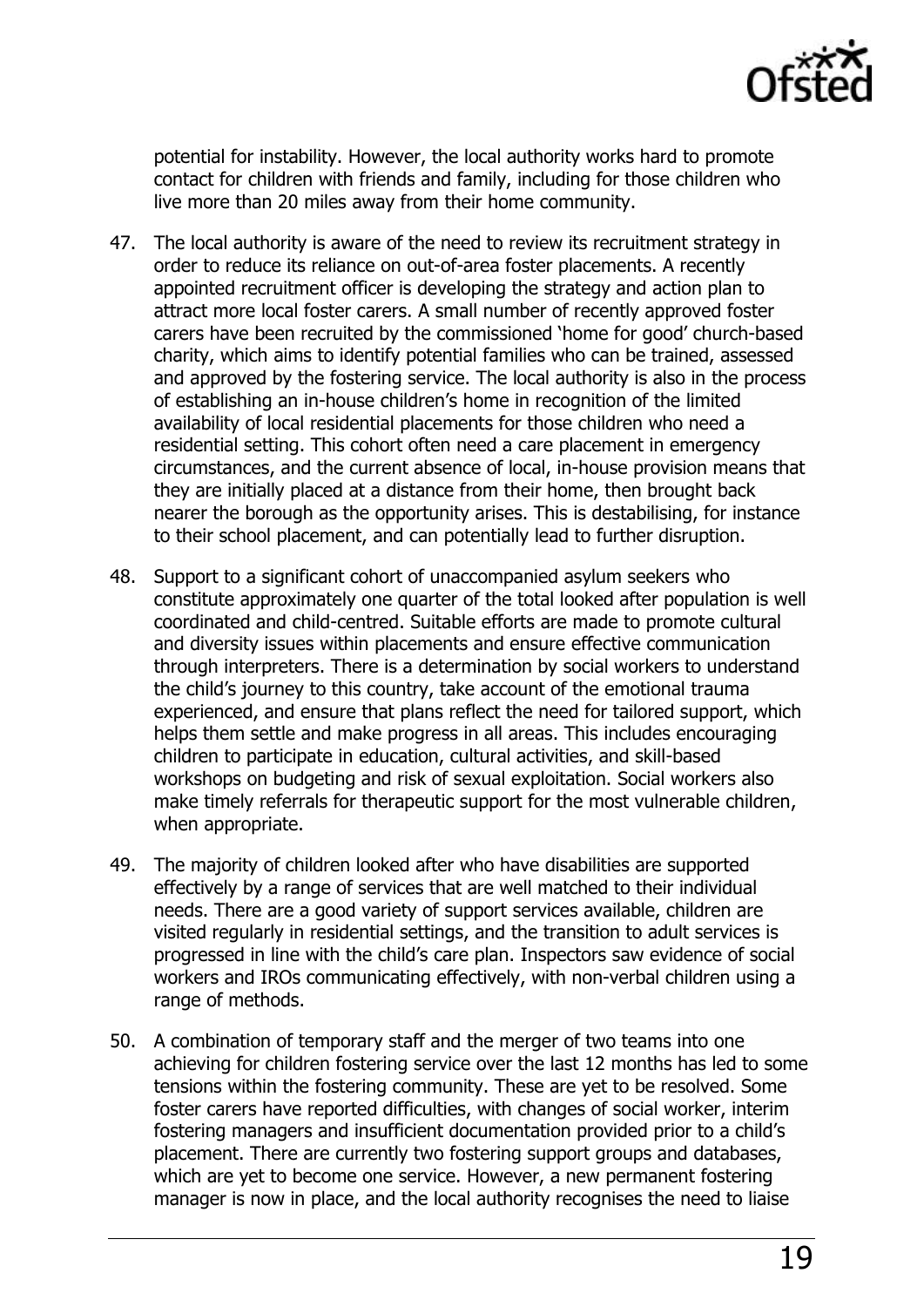potential for instability. However, the local authority works hard to promote contact for children with friends and family, including for those children who live more than 20 miles away from their home community.

47. The local authority is aware of the need to review its recruitment strategy in order to reduce its reliance on out-of-area foster placements. A recently appointed recruitment officer is developing the strategy and action plan to attract more local foster carers. A small number of recently approved foster carers have been recruited by the commissioned 'home for good' church-based charity, which aims to identify potential families who can be trained, assessed and approved by the fostering service. The local authority is also in the process of establishing an in-house children's home in recognition of the limited availability of local residential placements for those children who need a residential setting. This cohort often need a care placement in emergency circumstances, and the current absence of local, in-house provision means that they are initially placed at a distance from their home, then brought back nearer the borough as the opportunity arises. This is destabilising, for instance to their school placement, and can potentially lead to further disruption.

48. Support to a significant cohort of unaccompanied asylum seekers who constitute approximately one quarter of the total looked after population is well coordinated and child-centred. Suitable efforts are made to promote cultural and diversity issues within placements and ensure effective communication through interpreters. There is a determination by social workers to understand the child's journey to this country, take account of the emotional trauma experienced, and ensure that plans reflect the need for tailored support, which helps them settle and make progress in all areas. This includes encouraging children to participate in education, cultural activities, and skill-based workshops on budgeting and risk of sexual exploitation. Social workers also make timely referrals for therapeutic support for the most vulnerable children, when appropriate.

49. The majority of children looked after who have disabilities are supported effectively by a range of services that are well matched to their individual needs. There are a good variety of support services available, children are visited regularly in residential settings, and the transition to adult services is progressed in line with the child's care plan. Inspectors saw evidence of social workers and IROs communicating effectively, with non-verbal children using a range of methods.

50. A combination of temporary staff and the merger of two teams into one achieving for children fostering service over the last 12 months has led to some tensions within the fostering community. These are yet to be resolved. Some foster carers have reported difficulties, with changes of social worker, interim fostering managers and insufficient documentation provided prior to a child's placement. There are currently two fostering support groups and databases, which are yet to become one service. However, a new permanent fostering manager is now in place, and the local authority recognises the need to liaise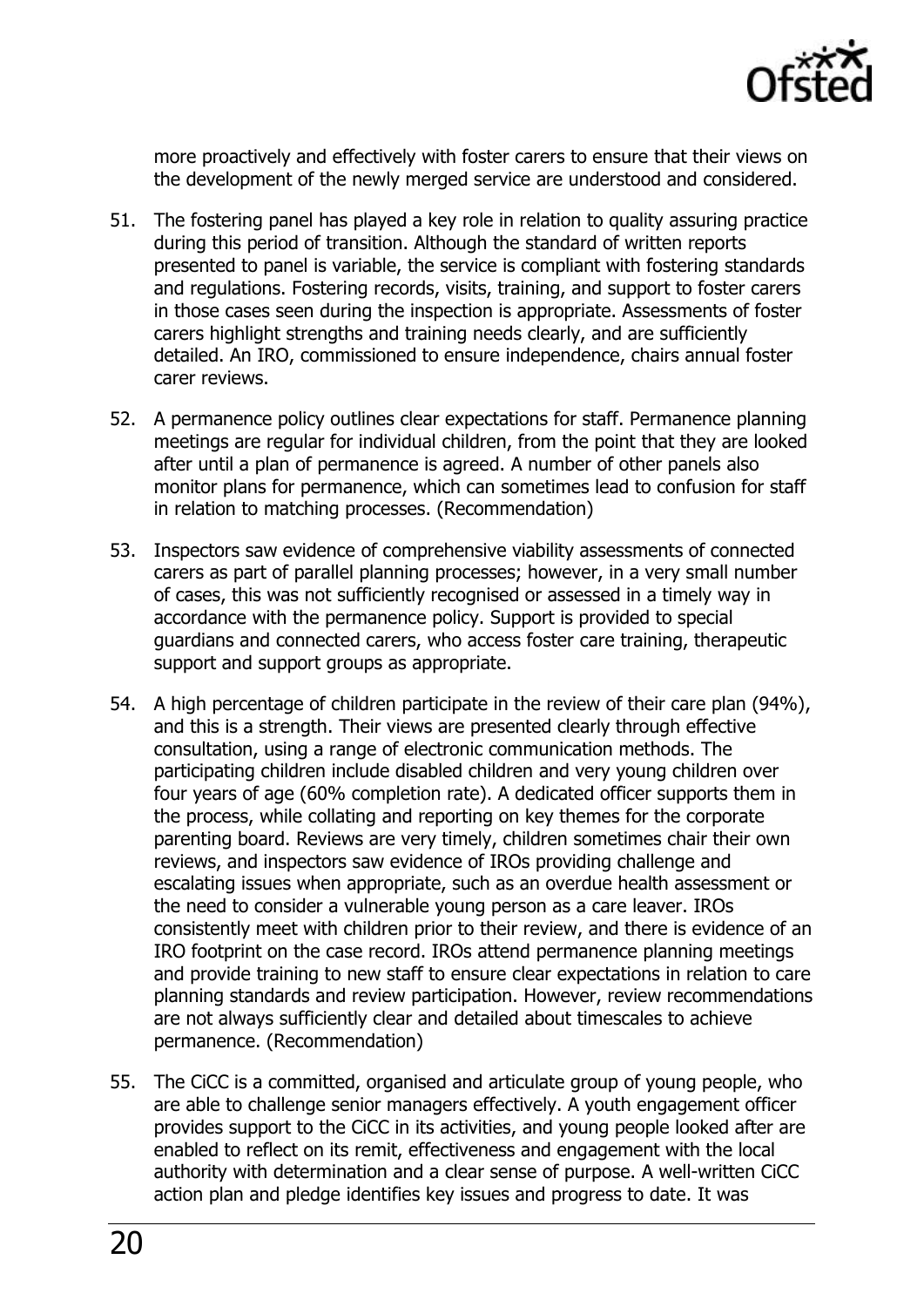more proactively and effectively with foster carers to ensure that their views on the development of the newly merged service are understood and considered.

51. The fostering panel has played a key role in relation to quality assuring practice during this period of transition. Although the standard of written reports presented to panel is variable, the service is compliant with fostering standards and regulations. Fostering records, visits, training, and support to foster carers in those cases seen during the inspection is appropriate. Assessments of foster carers highlight strengths and training needs clearly, and are sufficiently detailed. An IRO, commissioned to ensure independence, chairs annual foster carer reviews.

52. A permanence policy outlines clear expectations for staff. Permanence planning meetings are regular for individual children, from the point that they are looked after until a plan of permanence is agreed. A number of other panels also monitor plans for permanence, which can sometimes lead to confusion for staff in relation to matching processes. (Recommendation)

53. Inspectors saw evidence of comprehensive viability assessments of connected carers as part of parallel planning processes; however, in a very small number of cases, this was not sufficiently recognised or assessed in a timely way in accordance with the permanence policy. Support is provided to special guardians and connected carers, who access foster care training, therapeutic support and support groups as appropriate.

54. A high percentage of children participate in the review of their care plan (94%), and this is a strength. Their views are presented clearly through effective consultation, using a range of electronic communication methods. The participating children include disabled children and very young children over four years of age (60% completion rate). A dedicated officer supports them in the process, while collating and reporting on key themes for the corporate parenting board. Reviews are very timely, children sometimes chair their own reviews, and inspectors saw evidence of IROs providing challenge and escalating issues when appropriate, such as an overdue health assessment or the need to consider a vulnerable young person as a care leaver. IROs consistently meet with children prior to their review, and there is evidence of an IRO footprint on the case record. IROs attend permanence planning meetings and provide training to new staff to ensure clear expectations in relation to care planning standards and review participation. However, review recommendations are not always sufficiently clear and detailed about timescales to achieve permanence. (Recommendation)

55. The CiCC is a committed, organised and articulate group of young people, who are able to challenge senior managers effectively. A youth engagement officer provides support to the CiCC in its activities, and young people looked after are enabled to reflect on its remit, effectiveness and engagement with the local authority with determination and a clear sense of purpose. A well-written CiCC action plan and pledge identifies key issues and progress to date. It was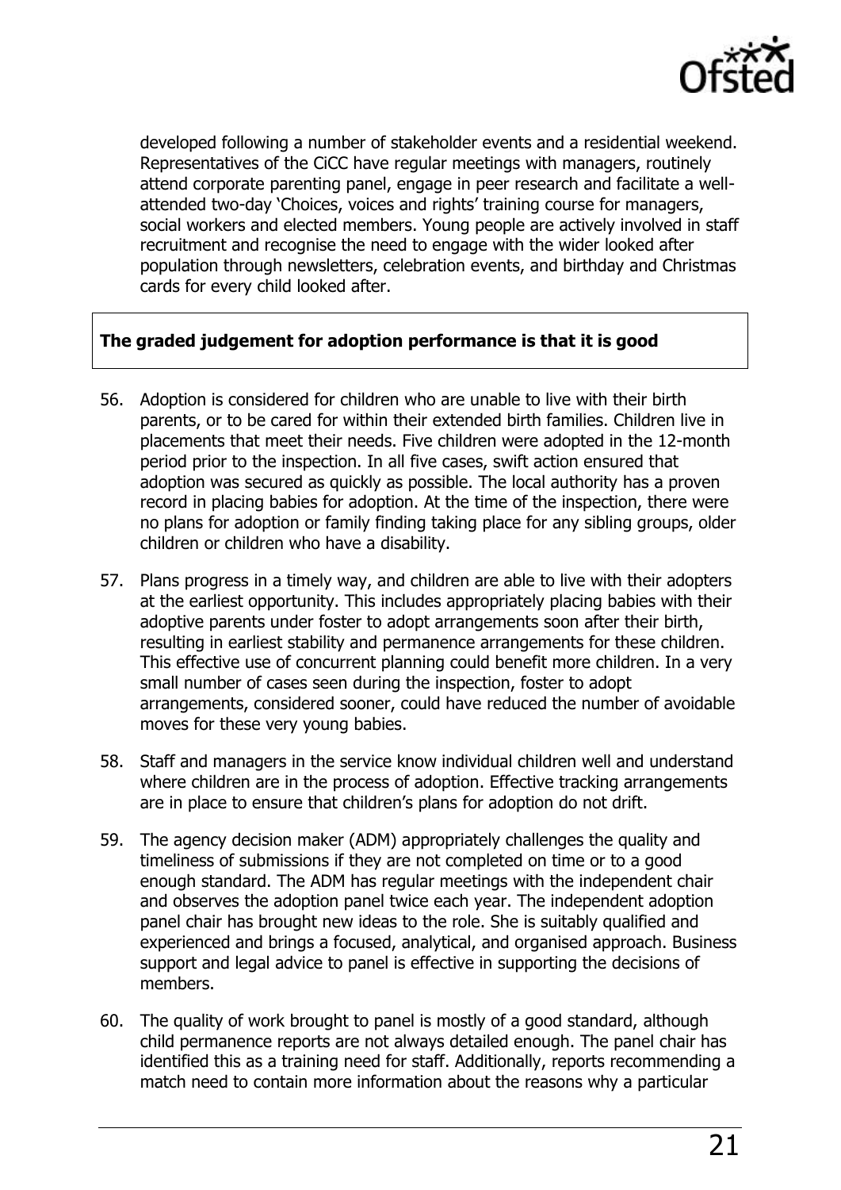developed following a number of stakeholder events and a residential weekend. Representatives of the CiCC have regular meetings with managers, routinely attend corporate parenting panel, engage in peer research and facilitate a well-attended two-day 'Choices, voices and rights' training course for managers, social workers and elected members. Young people are actively involved in staff recruitment and recognise the need to engage with the wider looked after population through newsletters, celebration events, and birthday and Christmas cards for every child looked after.

**The graded judgement for adoption performance is that it is good**

56. Adoption is considered for children who are unable to live with their birth parents, or to be cared for within their extended birth families. Children live in placements that meet their needs. Five children were adopted in the 12-month period prior to the inspection. In all five cases, swift action ensured that adoption was secured as quickly as possible. The local authority has a proven record in placing babies for adoption. At the time of the inspection, there were no plans for adoption or family finding taking place for any sibling groups, older children or children who have a disability.

57. Plans progress in a timely way, and children are able to live with their adopters at the earliest opportunity. This includes appropriately placing babies with their adoptive parents under foster to adopt arrangements soon after their birth, resulting in earliest stability and permanence arrangements for these children. This effective use of concurrent planning could benefit more children. In a very small number of cases seen during the inspection, foster to adopt arrangements, considered sooner, could have reduced the number of avoidable moves for these very young babies.

58. Staff and managers in the service know individual children well and understand where children are in the process of adoption. Effective tracking arrangements are in place to ensure that children's plans for adoption do not drift.

59. The agency decision maker (ADM) appropriately challenges the quality and timeliness of submissions if they are not completed on time or to a good enough standard. The ADM has regular meetings with the independent chair and observes the adoption panel twice each year. The independent adoption panel chair has brought new ideas to the role. She is suitably qualified and experienced and brings a focused, analytical, and organised approach. Business support and legal advice to panel is effective in supporting the decisions of members.

60. The quality of work brought to panel is mostly of a good standard, although child permanence reports are not always detailed enough. The panel chair has identified this as a training need for staff. Additionally, reports recommending a match need to contain more information about the reasons why a particular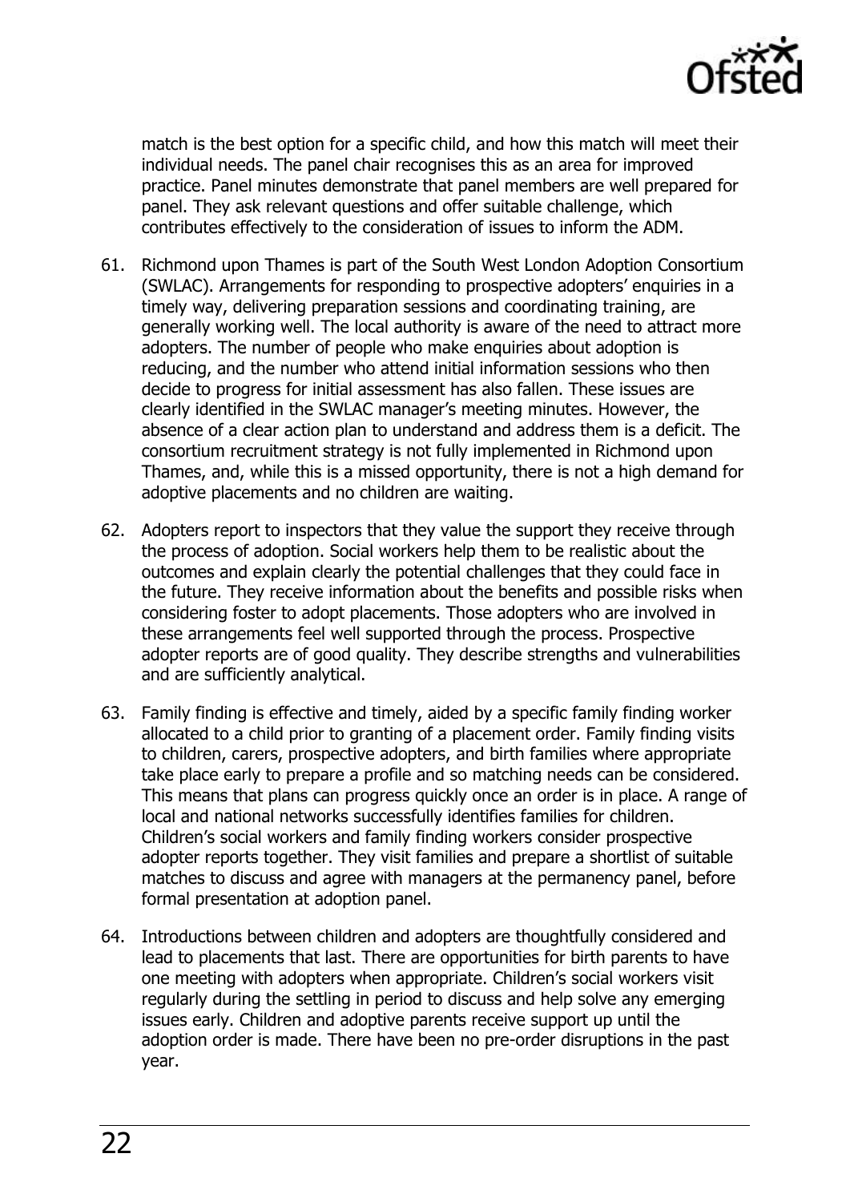match is the best option for a specific child, and how this match will meet their individual needs. The panel chair recognises this as an area for improved practice. Panel minutes demonstrate that panel members are well prepared for panel. They ask relevant questions and offer suitable challenge, which contributes effectively to the consideration of issues to inform the ADM.

61. Richmond upon Thames is part of the South West London Adoption Consortium (SWLAC). Arrangements for responding to prospective adopters' enquiries in a timely way, delivering preparation sessions and coordinating training, are generally working well. The local authority is aware of the need to attract more adopters. The number of people who make enquiries about adoption is reducing, and the number who attend initial information sessions who then decide to progress for initial assessment has also fallen. These issues are clearly identified in the SWLAC manager's meeting minutes. However, the absence of a clear action plan to understand and address them is a deficit. The consortium recruitment strategy is not fully implemented in Richmond upon Thames, and, while this is a missed opportunity, there is not a high demand for adoptive placements and no children are waiting.

62. Adopters report to inspectors that they value the support they receive through the process of adoption. Social workers help them to be realistic about the outcomes and explain clearly the potential challenges that they could face in the future. They receive information about the benefits and possible risks when considering foster to adopt placements. Those adopters who are involved in these arrangements feel well supported through the process. Prospective adopter reports are of good quality. They describe strengths and vulnerabilities and are sufficiently analytical.

63. Family finding is effective and timely, aided by a specific family finding worker allocated to a child prior to granting of a placement order. Family finding visits to children, carers, prospective adopters, and birth families where appropriate take place early to prepare a profile and so matching needs can be considered. This means that plans can progress quickly once an order is in place. A range of local and national networks successfully identifies families for children. Children's social workers and family finding workers consider prospective adopter reports together. They visit families and prepare a shortlist of suitable matches to discuss and agree with managers at the permanency panel, before formal presentation at adoption panel.

64. Introductions between children and adopters are thoughtfully considered and lead to placements that last. There are opportunities for birth parents to have one meeting with adopters when appropriate. Children's social workers visit regularly during the settling in period to discuss and help solve any emerging issues early. Children and adoptive parents receive support up until the adoption order is made. There have been no pre-order disruptions in the past year.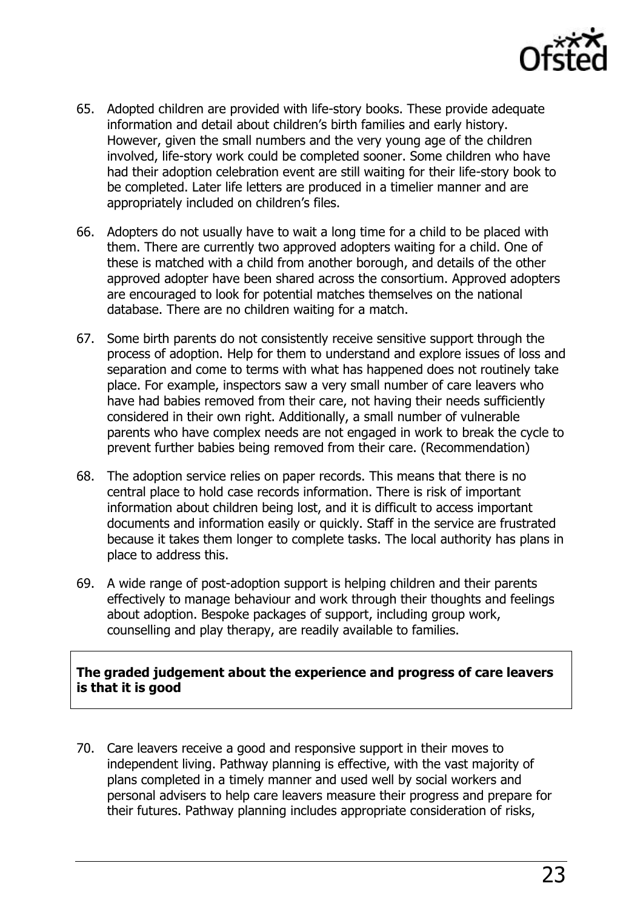65. Adopted children are provided with life-story books. These provide adequate information and detail about children's birth families and early history. However, given the small numbers and the very young age of the children involved, life-story work could be completed sooner. Some children who have had their adoption celebration event are still waiting for their life-story book to be completed. Later life letters are produced in a timelier manner and are appropriately included on children's files.

66. Adopters do not usually have to wait a long time for a child to be placed with them. There are currently two approved adopters waiting for a child. One of these is matched with a child from another borough, and details of the other approved adopter have been shared across the consortium. Approved adopters are encouraged to look for potential matches themselves on the national database. There are no children waiting for a match.

67. Some birth parents do not consistently receive sensitive support through the process of adoption. Help for them to understand and explore issues of loss and separation and come to terms with what has happened does not routinely take place. For example, inspectors saw a very small number of care leavers who have had babies removed from their care, not having their needs sufficiently considered in their own right. Additionally, a small number of vulnerable parents who have complex needs are not engaged in work to break the cycle to prevent further babies being removed from their care. (Recommendation)

68. The adoption service relies on paper records. This means that there is no central place to hold case records information. There is risk of important information about children being lost, and it is difficult to access important documents and information easily or quickly. Staff in the service are frustrated because it takes them longer to complete tasks. The local authority has plans in place to address this.

69. A wide range of post-adoption support is helping children and their parents effectively to manage behaviour and work through their thoughts and feelings about adoption. Bespoke packages of support, including group work, counselling and play therapy, are readily available to families.

**The graded judgement about the experience and progress of care leavers is that it is good**

70. Care leavers receive a good and responsive support in their moves to independent living. Pathway planning is effective, with the vast majority of plans completed in a timely manner and used well by social workers and personal advisers to help care leavers measure their progress and prepare for their futures. Pathway planning includes appropriate consideration of risks,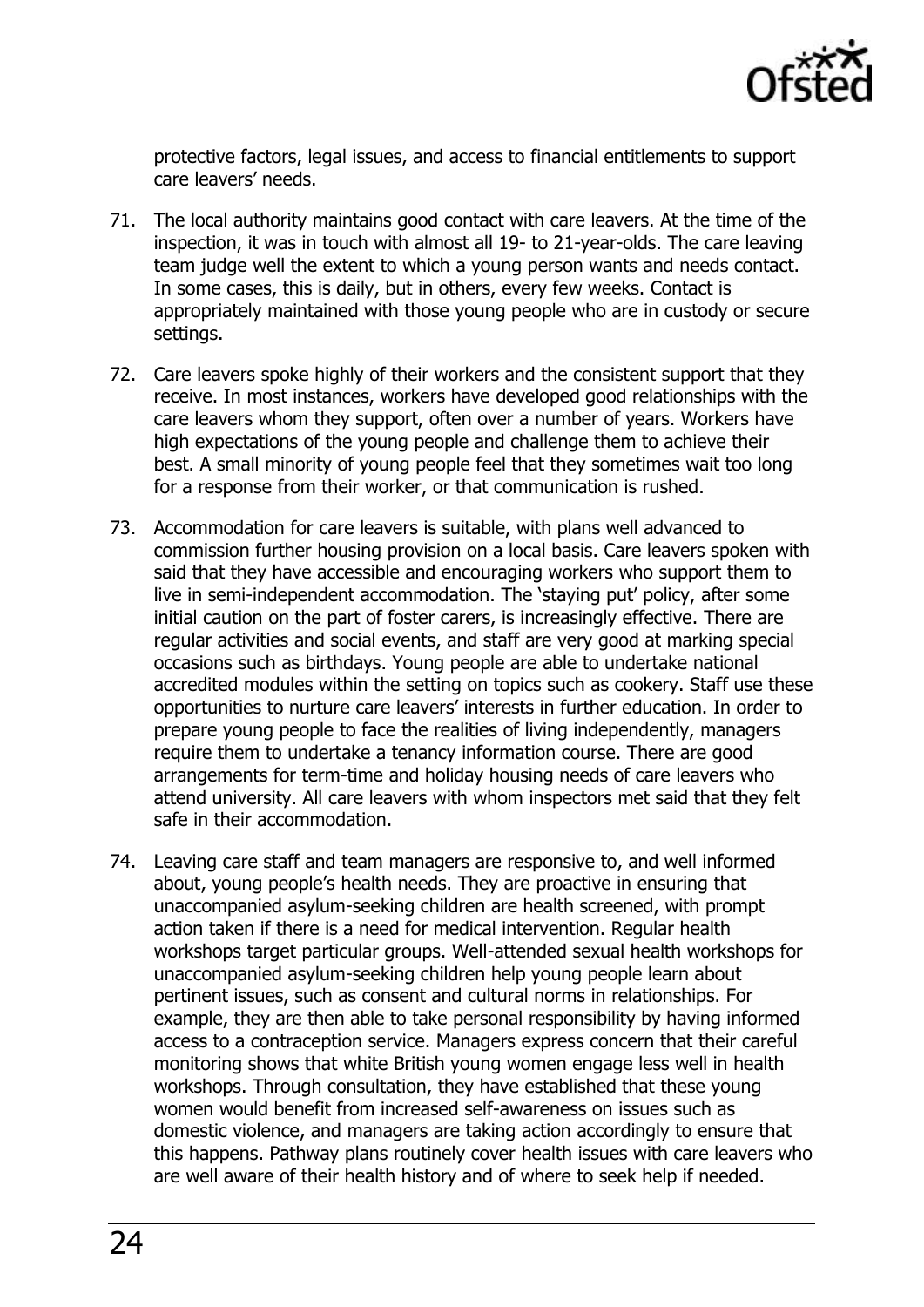protective factors, legal issues, and access to financial entitlements to support care leavers' needs.

71. The local authority maintains good contact with care leavers. At the time of the inspection, it was in touch with almost all 19- to 21-year-olds. The care leaving team judge well the extent to which a young person wants and needs contact. In some cases, this is daily, but in others, every few weeks. Contact is appropriately maintained with those young people who are in custody or secure settings.

72. Care leavers spoke highly of their workers and the consistent support that they receive. In most instances, workers have developed good relationships with the care leavers whom they support, often over a number of years. Workers have high expectations of the young people and challenge them to achieve their best. A small minority of young people feel that they sometimes wait too long for a response from their worker, or that communication is rushed.

73. Accommodation for care leavers is suitable, with plans well advanced to commission further housing provision on a local basis. Care leavers spoken with said that they have accessible and encouraging workers who support them to live in semi-independent accommodation. The 'staying put' policy, after some initial caution on the part of foster carers, is increasingly effective. There are regular activities and social events, and staff are very good at marking special occasions such as birthdays. Young people are able to undertake national accredited modules within the setting on topics such as cookery. Staff use these opportunities to nurture care leavers' interests in further education. In order to prepare young people to face the realities of living independently, managers require them to undertake a tenancy information course. There are good arrangements for term-time and holiday housing needs of care leavers who attend university. All care leavers with whom inspectors met said that they felt safe in their accommodation.

74. Leaving care staff and team managers are responsive to, and well informed about, young people's health needs. They are proactive in ensuring that unaccompanied asylum-seeking children are health screened, with prompt action taken if there is a need for medical intervention. Regular health workshops target particular groups. Well-attended sexual health workshops for unaccompanied asylum-seeking children help young people learn about pertinent issues, such as consent and cultural norms in relationships. For example, they are then able to take personal responsibility by having informed access to a contraception service. Managers express concern that their careful monitoring shows that white British young women engage less well in health workshops. Through consultation, they have established that these young women would benefit from increased self-awareness on issues such as domestic violence, and managers are taking action accordingly to ensure that this happens. Pathway plans routinely cover health issues with care leavers who are well aware of their health history and of where to seek help if needed.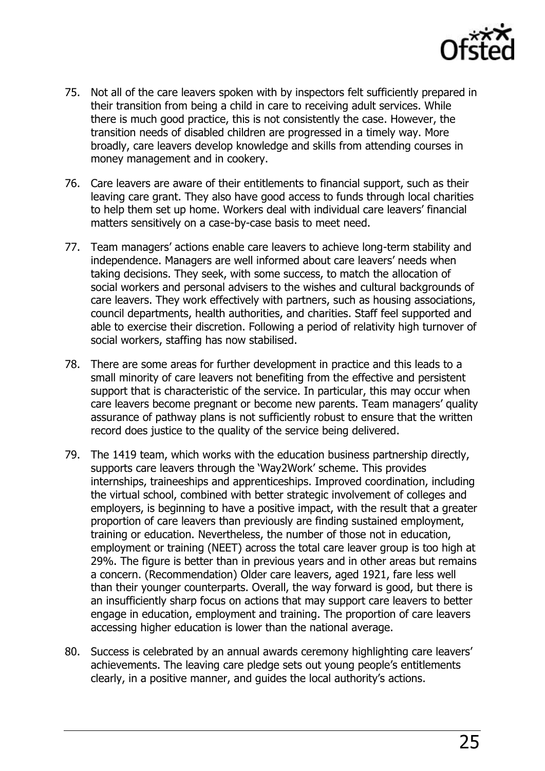75. Not all of the care leavers spoken with by inspectors felt sufficiently prepared in their transition from being a child in care to receiving adult services. While there is much good practice, this is not consistently the case. However, the transition needs of disabled children are progressed in a timely way. More broadly, care leavers develop knowledge and skills from attending courses in money management and in cookery.

76. Care leavers are aware of their entitlements to financial support, such as their leaving care grant. They also have good access to funds through local charities to help them set up home. Workers deal with individual care leavers' financial matters sensitively on a case-by-case basis to meet need.

77. Team managers' actions enable care leavers to achieve long-term stability and independence. Managers are well informed about care leavers' needs when taking decisions. They seek, with some success, to match the allocation of social workers and personal advisers to the wishes and cultural backgrounds of care leavers. They work effectively with partners, such as housing associations, council departments, health authorities, and charities. Staff feel supported and able to exercise their discretion. Following a period of relativity high turnover of social workers, staffing has now stabilised.

78. There are some areas for further development in practice and this leads to a small minority of care leavers not benefiting from the effective and persistent support that is characteristic of the service. In particular, this may occur when care leavers become pregnant or become new parents. Team managers' quality assurance of pathway plans is not sufficiently robust to ensure that the written record does justice to the quality of the service being delivered.

79. The 1419 team, which works with the education business partnership directly, supports care leavers through the 'Way2Work' scheme. This provides internships, traineeships and apprenticeships. Improved coordination, including the virtual school, combined with better strategic involvement of colleges and employers, is beginning to have a positive impact, with the result that a greater proportion of care leavers than previously are finding sustained employment, training or education. Nevertheless, the number of those not in education, employment or training (NEET) across the total care leaver group is too high at 29%. The figure is better than in previous years and in other areas but remains a concern. (Recommendation) Older care leavers, aged 1921, fare less well than their younger counterparts. Overall, the way forward is good, but there is an insufficiently sharp focus on actions that may support care leavers to better engage in education, employment and training. The proportion of care leavers accessing higher education is lower than the national average.

80. Success is celebrated by an annual awards ceremony highlighting care leavers' achievements. The leaving care pledge sets out young people's entitlements clearly, in a positive manner, and guides the local authority's actions.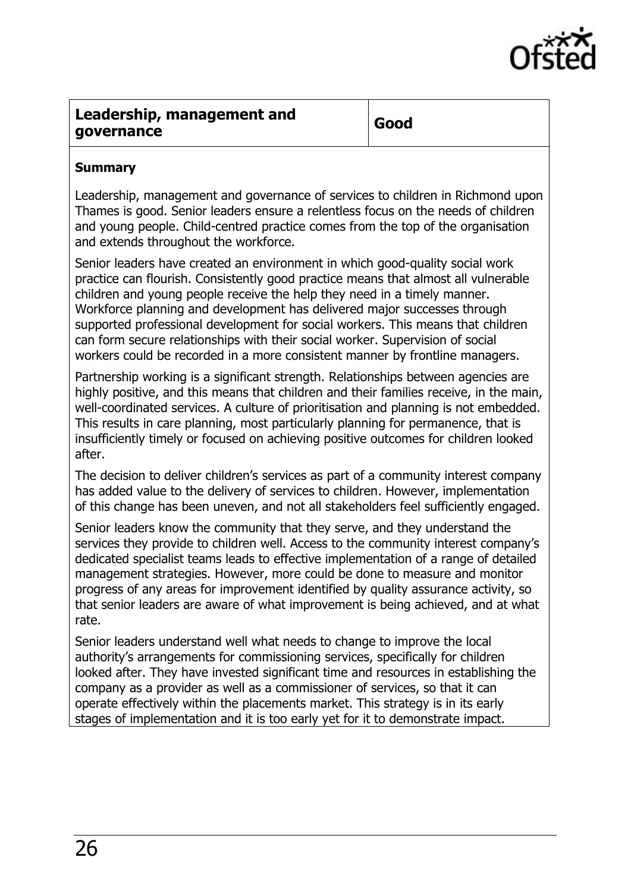| Leadership, management and governance | Good |
| --- | --- |

**Summary**

Leadership, management and governance of services to children in Richmond upon Thames is good. Senior leaders ensure a relentless focus on the needs of children and young people. Child-centred practice comes from the top of the organisation and extends throughout the workforce.

Senior leaders have created an environment in which good-quality social work practice can flourish. Consistently good practice means that almost all vulnerable children and young people receive the help they need in a timely manner. Workforce planning and development has delivered major successes through supported professional development for social workers. This means that children can form secure relationships with their social worker. Supervision of social workers could be recorded in a more consistent manner by frontline managers.

Partnership working is a significant strength. Relationships between agencies are highly positive, and this means that children and their families receive, in the main, well-coordinated services. A culture of prioritisation and planning is not embedded. This results in care planning, most particularly planning for permanence, that is insufficiently timely or focused on achieving positive outcomes for children looked after.

The decision to deliver children's services as part of a community interest company has added value to the delivery of services to children. However, implementation of this change has been uneven, and not all stakeholders feel sufficiently engaged.

Senior leaders know the community that they serve, and they understand the services they provide to children well. Access to the community interest company's dedicated specialist teams leads to effective implementation of a range of detailed management strategies. However, more could be done to measure and monitor progress of any areas for improvement identified by quality assurance activity, so that senior leaders are aware of what improvement is being achieved, and at what rate.

Senior leaders understand well what needs to change to improve the local authority's arrangements for commissioning services, specifically for children looked after. They have invested significant time and resources in establishing the company as a provider as well as a commissioner of services, so that it can operate effectively within the placements market. This strategy is in its early stages of implementation and it is too early yet for it to demonstrate impact.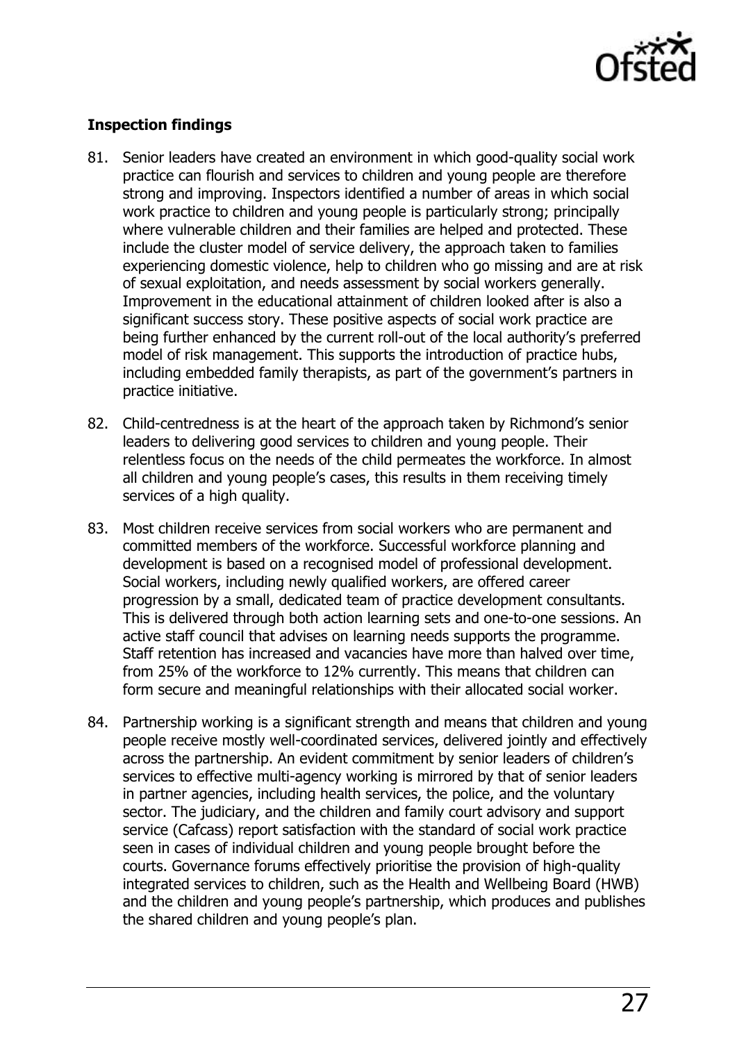**Inspection findings**

81. Senior leaders have created an environment in which good-quality social work practice can flourish and services to children and young people are therefore strong and improving. Inspectors identified a number of areas in which social work practice to children and young people is particularly strong; principally where vulnerable children and their families are helped and protected. These include the cluster model of service delivery, the approach taken to families experiencing domestic violence, help to children who go missing and are at risk of sexual exploitation, and needs assessment by social workers generally. Improvement in the educational attainment of children looked after is also a significant success story. These positive aspects of social work practice are being further enhanced by the current roll-out of the local authority's preferred model of risk management. This supports the introduction of practice hubs, including embedded family therapists, as part of the government's partners in practice initiative.

82. Child-centredness is at the heart of the approach taken by Richmond's senior leaders to delivering good services to children and young people. Their relentless focus on the needs of the child permeates the workforce. In almost all children and young people's cases, this results in them receiving timely services of a high quality.

83. Most children receive services from social workers who are permanent and committed members of the workforce. Successful workforce planning and development is based on a recognised model of professional development. Social workers, including newly qualified workers, are offered career progression by a small, dedicated team of practice development consultants. This is delivered through both action learning sets and one-to-one sessions. An active staff council that advises on learning needs supports the programme. Staff retention has increased and vacancies have more than halved over time, from 25% of the workforce to 12% currently. This means that children can form secure and meaningful relationships with their allocated social worker.

84. Partnership working is a significant strength and means that children and young people receive mostly well-coordinated services, delivered jointly and effectively across the partnership. An evident commitment by senior leaders of children's services to effective multi-agency working is mirrored by that of senior leaders in partner agencies, including health services, the police, and the voluntary sector. The judiciary, and the children and family court advisory and support service (Cafcass) report satisfaction with the standard of social work practice seen in cases of individual children and young people brought before the courts. Governance forums effectively prioritise the provision of high-quality integrated services to children, such as the Health and Wellbeing Board (HWB) and the children and young people's partnership, which produces and publishes the shared children and young people's plan.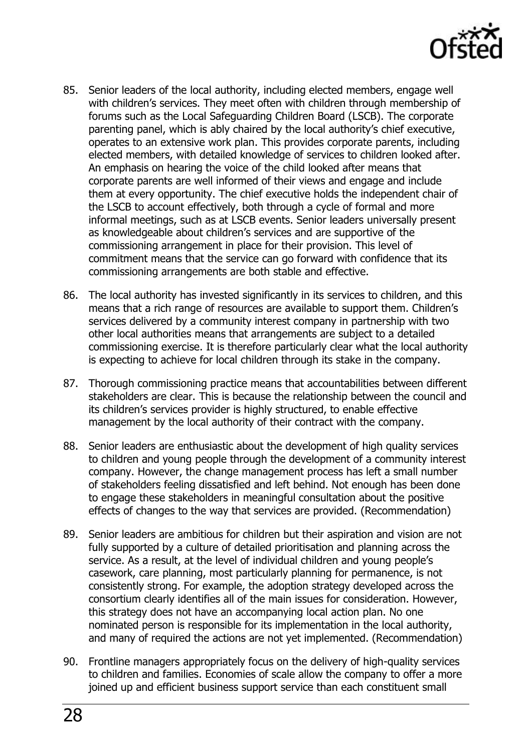85. Senior leaders of the local authority, including elected members, engage well with children's services. They meet often with children through membership of forums such as the Local Safeguarding Children Board (LSCB). The corporate parenting panel, which is ably chaired by the local authority's chief executive, operates to an extensive work plan. This provides corporate parents, including elected members, with detailed knowledge of services to children looked after. An emphasis on hearing the voice of the child looked after means that corporate parents are well informed of their views and engage and include them at every opportunity. The chief executive holds the independent chair of the LSCB to account effectively, both through a cycle of formal and more informal meetings, such as at LSCB events. Senior leaders universally present as knowledgeable about children's services and are supportive of the commissioning arrangement in place for their provision. This level of commitment means that the service can go forward with confidence that its commissioning arrangements are both stable and effective.

86. The local authority has invested significantly in its services to children, and this means that a rich range of resources are available to support them. Children's services delivered by a community interest company in partnership with two other local authorities means that arrangements are subject to a detailed commissioning exercise. It is therefore particularly clear what the local authority is expecting to achieve for local children through its stake in the company.

87. Thorough commissioning practice means that accountabilities between different stakeholders are clear. This is because the relationship between the council and its children's services provider is highly structured, to enable effective management by the local authority of their contract with the company.

88. Senior leaders are enthusiastic about the development of high quality services to children and young people through the development of a community interest company. However, the change management process has left a small number of stakeholders feeling dissatisfied and left behind. Not enough has been done to engage these stakeholders in meaningful consultation about the positive effects of changes to the way that services are provided. (Recommendation)

89. Senior leaders are ambitious for children but their aspiration and vision are not fully supported by a culture of detailed prioritisation and planning across the service. As a result, at the level of individual children and young people's casework, care planning, most particularly planning for permanence, is not consistently strong. For example, the adoption strategy developed across the consortium clearly identifies all of the main issues for consideration. However, this strategy does not have an accompanying local action plan. No one nominated person is responsible for its implementation in the local authority, and many of required the actions are not yet implemented. (Recommendation)

90. Frontline managers appropriately focus on the delivery of high-quality services to children and families. Economies of scale allow the company to offer a more joined up and efficient business support service than each constituent small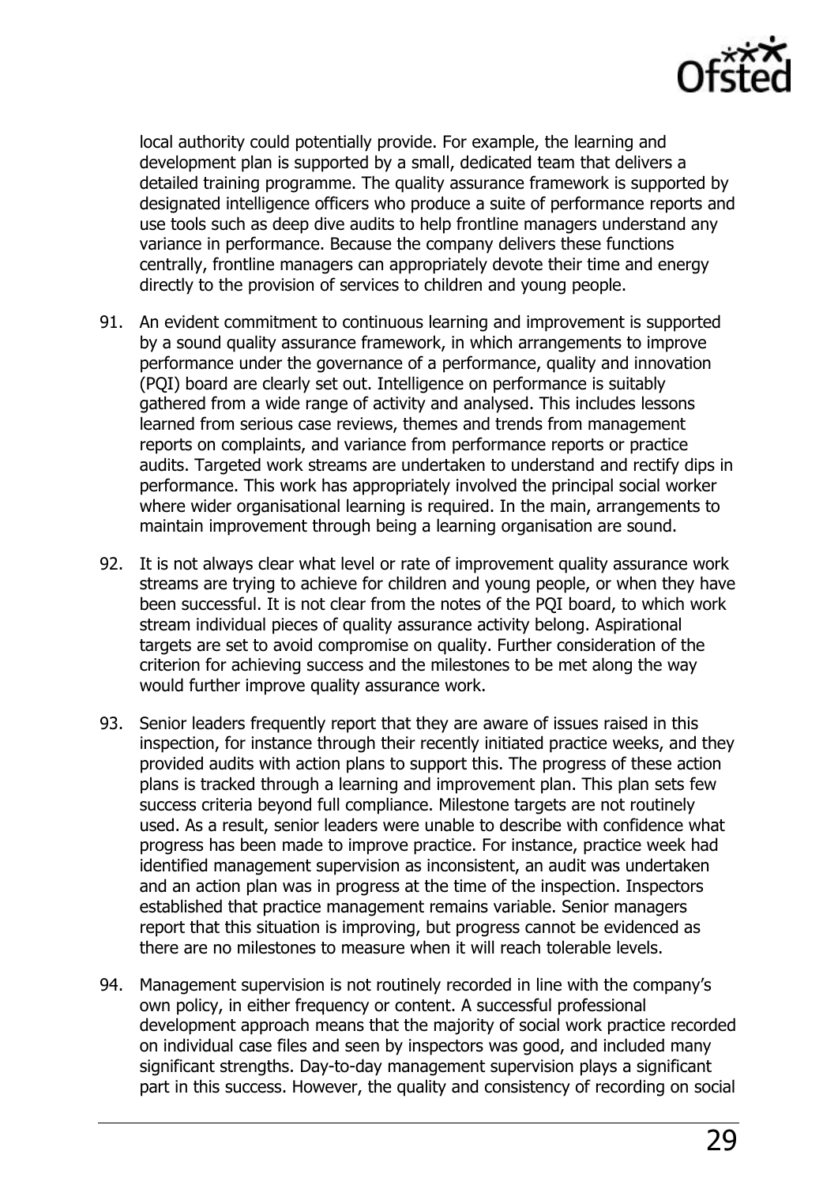local authority could potentially provide. For example, the learning and development plan is supported by a small, dedicated team that delivers a detailed training programme. The quality assurance framework is supported by designated intelligence officers who produce a suite of performance reports and use tools such as deep dive audits to help frontline managers understand any variance in performance. Because the company delivers these functions centrally, frontline managers can appropriately devote their time and energy directly to the provision of services to children and young people.

91. An evident commitment to continuous learning and improvement is supported by a sound quality assurance framework, in which arrangements to improve performance under the governance of a performance, quality and innovation (PQI) board are clearly set out. Intelligence on performance is suitably gathered from a wide range of activity and analysed. This includes lessons learned from serious case reviews, themes and trends from management reports on complaints, and variance from performance reports or practice audits. Targeted work streams are undertaken to understand and rectify dips in performance. This work has appropriately involved the principal social worker where wider organisational learning is required. In the main, arrangements to maintain improvement through being a learning organisation are sound.

92. It is not always clear what level or rate of improvement quality assurance work streams are trying to achieve for children and young people, or when they have been successful. It is not clear from the notes of the PQI board, to which work stream individual pieces of quality assurance activity belong. Aspirational targets are set to avoid compromise on quality. Further consideration of the criterion for achieving success and the milestones to be met along the way would further improve quality assurance work.

93. Senior leaders frequently report that they are aware of issues raised in this inspection, for instance through their recently initiated practice weeks, and they provided audits with action plans to support this. The progress of these action plans is tracked through a learning and improvement plan. This plan sets few success criteria beyond full compliance. Milestone targets are not routinely used. As a result, senior leaders were unable to describe with confidence what progress has been made to improve practice. For instance, practice week had identified management supervision as inconsistent, an audit was undertaken and an action plan was in progress at the time of the inspection. Inspectors established that practice management remains variable. Senior managers report that this situation is improving, but progress cannot be evidenced as there are no milestones to measure when it will reach tolerable levels.

94. Management supervision is not routinely recorded in line with the company's own policy, in either frequency or content. A successful professional development approach means that the majority of social work practice recorded on individual case files and seen by inspectors was good, and included many significant strengths. Day-to-day management supervision plays a significant part in this success. However, the quality and consistency of recording on social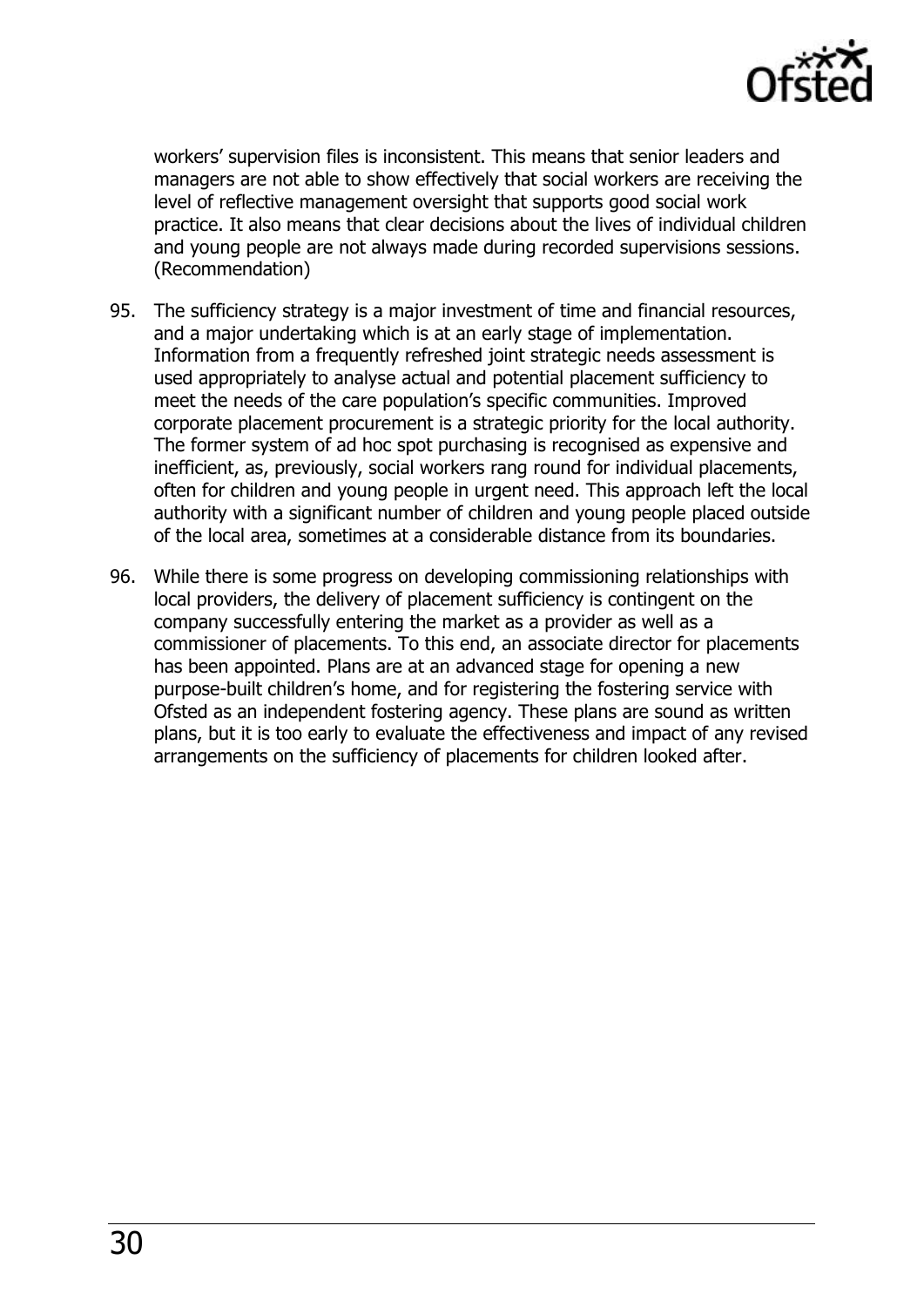workers' supervision files is inconsistent. This means that senior leaders and managers are not able to show effectively that social workers are receiving the level of reflective management oversight that supports good social work practice. It also means that clear decisions about the lives of individual children and young people are not always made during recorded supervisions sessions. (Recommendation)

95. The sufficiency strategy is a major investment of time and financial resources, and a major undertaking which is at an early stage of implementation. Information from a frequently refreshed joint strategic needs assessment is used appropriately to analyse actual and potential placement sufficiency to meet the needs of the care population's specific communities. Improved corporate placement procurement is a strategic priority for the local authority. The former system of ad hoc spot purchasing is recognised as expensive and inefficient, as, previously, social workers rang round for individual placements, often for children and young people in urgent need. This approach left the local authority with a significant number of children and young people placed outside of the local area, sometimes at a considerable distance from its boundaries.

96. While there is some progress on developing commissioning relationships with local providers, the delivery of placement sufficiency is contingent on the company successfully entering the market as a provider as well as a commissioner of placements. To this end, an associate director for placements has been appointed. Plans are at an advanced stage for opening a new purpose-built children's home, and for registering the fostering service with Ofsted as an independent fostering agency. These plans are sound as written plans, but it is too early to evaluate the effectiveness and impact of any revised arrangements on the sufficiency of placements for children looked after.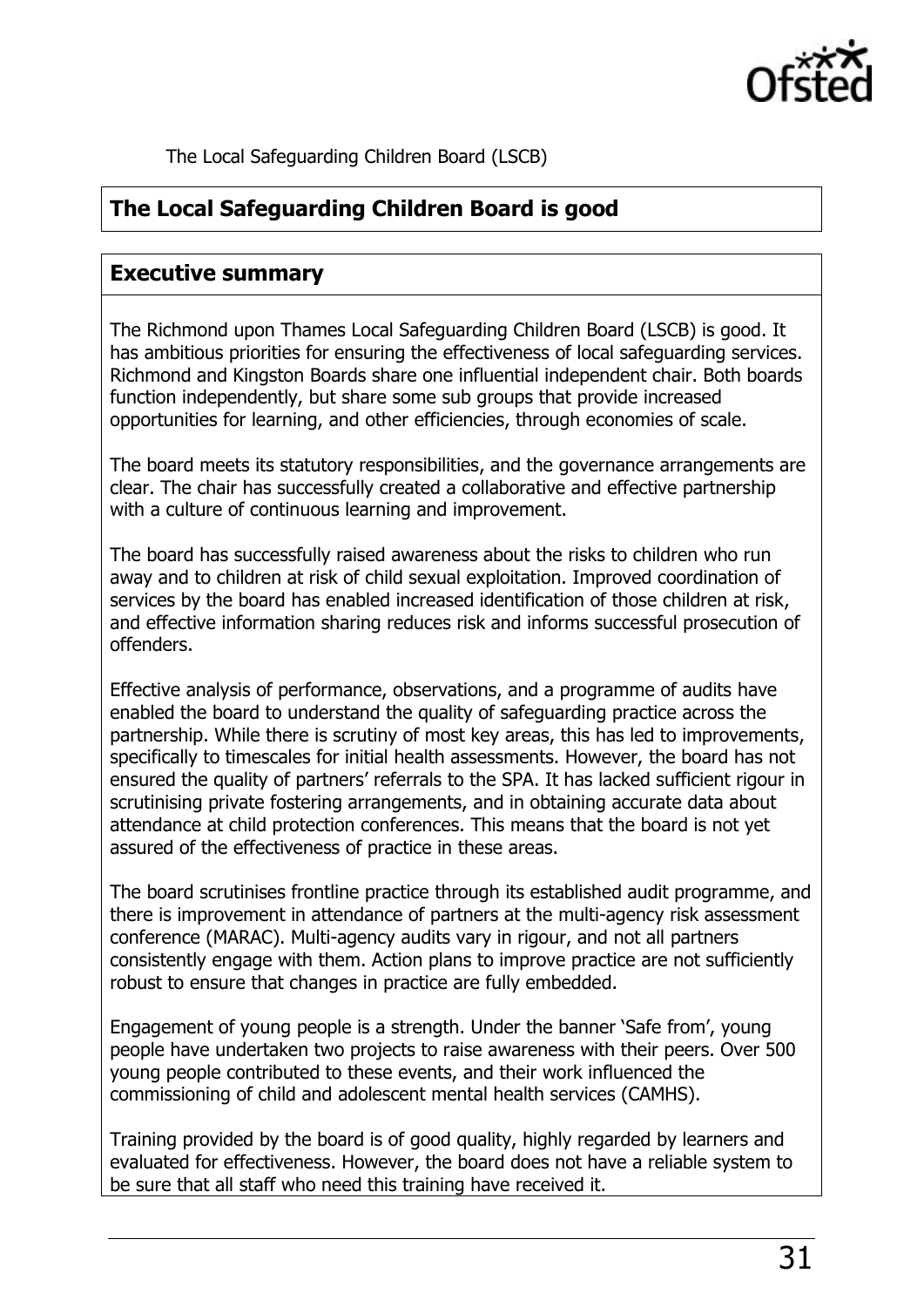The Local Safeguarding Children Board (LSCB)

## The Local Safeguarding Children Board is good

## Executive summary

The Richmond upon Thames Local Safeguarding Children Board (LSCB) is good. It has ambitious priorities for ensuring the effectiveness of local safeguarding services. Richmond and Kingston Boards share one influential independent chair. Both boards function independently, but share some sub groups that provide increased opportunities for learning, and other efficiencies, through economies of scale.

The board meets its statutory responsibilities, and the governance arrangements are clear. The chair has successfully created a collaborative and effective partnership with a culture of continuous learning and improvement.

The board has successfully raised awareness about the risks to children who run away and to children at risk of child sexual exploitation. Improved coordination of services by the board has enabled increased identification of those children at risk, and effective information sharing reduces risk and informs successful prosecution of offenders.

Effective analysis of performance, observations, and a programme of audits have enabled the board to understand the quality of safeguarding practice across the partnership. While there is scrutiny of most key areas, this has led to improvements, specifically to timescales for initial health assessments. However, the board has not ensured the quality of partners' referrals to the SPA. It has lacked sufficient rigour in scrutinising private fostering arrangements, and in obtaining accurate data about attendance at child protection conferences. This means that the board is not yet assured of the effectiveness of practice in these areas.

The board scrutinises frontline practice through its established audit programme, and there is improvement in attendance of partners at the multi-agency risk assessment conference (MARAC). Multi-agency audits vary in rigour, and not all partners consistently engage with them. Action plans to improve practice are not sufficiently robust to ensure that changes in practice are fully embedded.

Engagement of young people is a strength. Under the banner 'Safe from', young people have undertaken two projects to raise awareness with their peers. Over 500 young people contributed to these events, and their work influenced the commissioning of child and adolescent mental health services (CAMHS).

Training provided by the board is of good quality, highly regarded by learners and evaluated for effectiveness. However, the board does not have a reliable system to be sure that all staff who need this training have received it.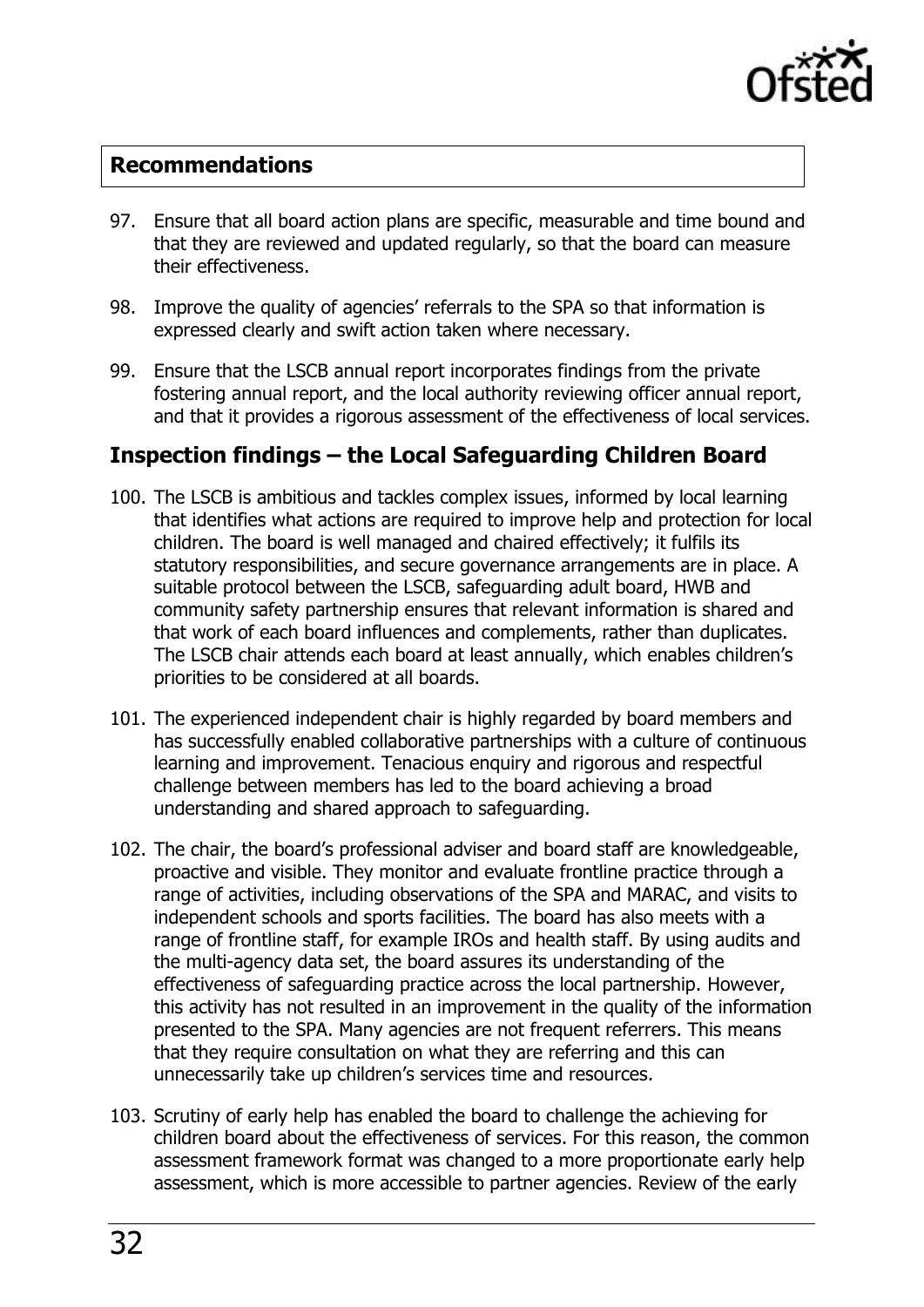## Recommendations

97. Ensure that all board action plans are specific, measurable and time bound and that they are reviewed and updated regularly, so that the board can measure their effectiveness.

98. Improve the quality of agencies' referrals to the SPA so that information is expressed clearly and swift action taken where necessary.

99. Ensure that the LSCB annual report incorporates findings from the private fostering annual report, and the local authority reviewing officer annual report, and that it provides a rigorous assessment of the effectiveness of local services.

## Inspection findings – the Local Safeguarding Children Board

100. The LSCB is ambitious and tackles complex issues, informed by local learning that identifies what actions are required to improve help and protection for local children. The board is well managed and chaired effectively; it fulfils its statutory responsibilities, and secure governance arrangements are in place. A suitable protocol between the LSCB, safeguarding adult board, HWB and community safety partnership ensures that relevant information is shared and that work of each board influences and complements, rather than duplicates. The LSCB chair attends each board at least annually, which enables children's priorities to be considered at all boards.

101. The experienced independent chair is highly regarded by board members and has successfully enabled collaborative partnerships with a culture of continuous learning and improvement. Tenacious enquiry and rigorous and respectful challenge between members has led to the board achieving a broad understanding and shared approach to safeguarding.

102. The chair, the board's professional adviser and board staff are knowledgeable, proactive and visible. They monitor and evaluate frontline practice through a range of activities, including observations of the SPA and MARAC, and visits to independent schools and sports facilities. The board has also meets with a range of frontline staff, for example IROs and health staff. By using audits and the multi-agency data set, the board assures its understanding of the effectiveness of safeguarding practice across the local partnership. However, this activity has not resulted in an improvement in the quality of the information presented to the SPA. Many agencies are not frequent referrers. This means that they require consultation on what they are referring and this can unnecessarily take up children's services time and resources.

103. Scrutiny of early help has enabled the board to challenge the achieving for children board about the effectiveness of services. For this reason, the common assessment framework format was changed to a more proportionate early help assessment, which is more accessible to partner agencies. Review of the early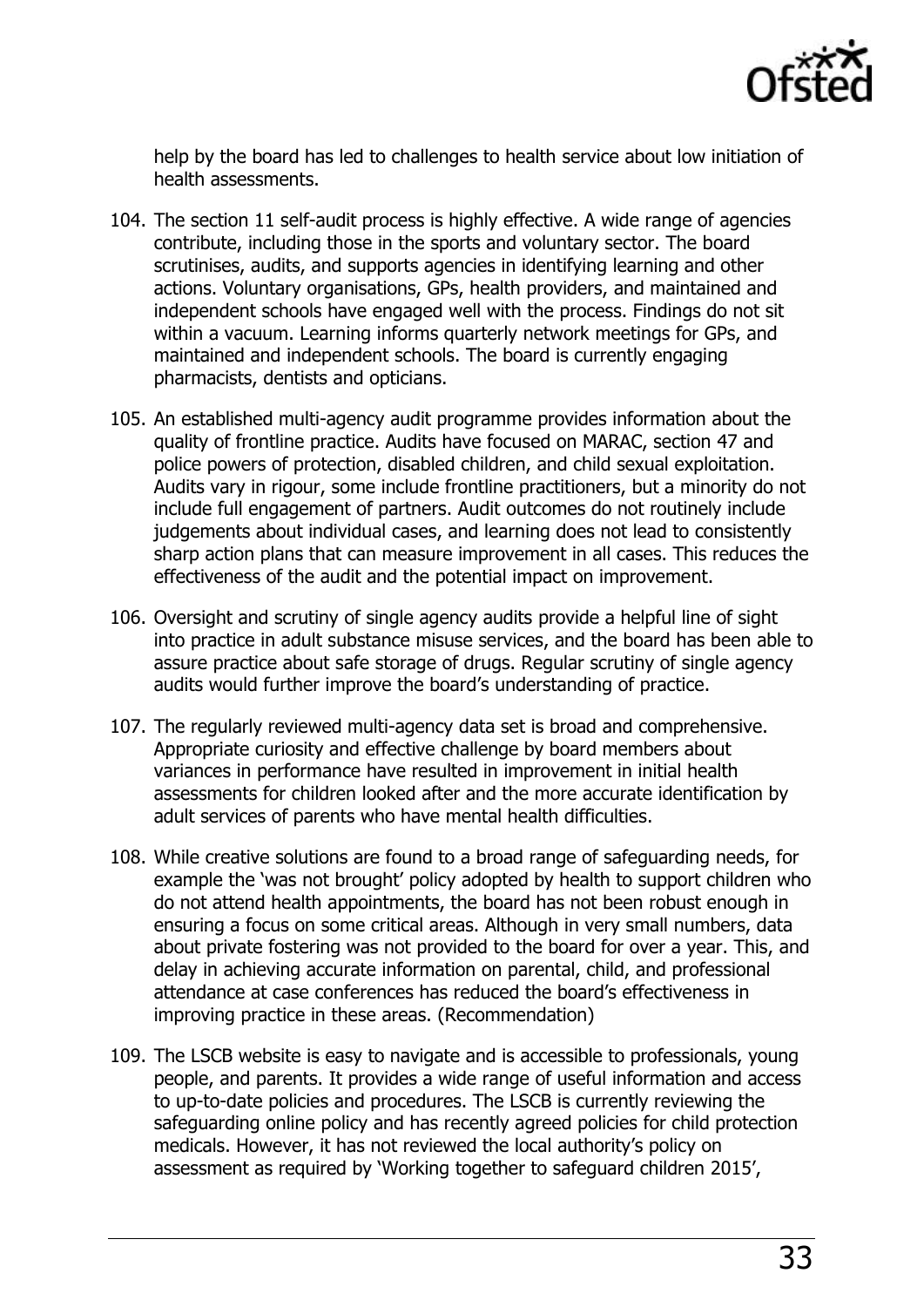help by the board has led to challenges to health service about low initiation of health assessments.

104. The section 11 self-audit process is highly effective. A wide range of agencies contribute, including those in the sports and voluntary sector. The board scrutinises, audits, and supports agencies in identifying learning and other actions. Voluntary organisations, GPs, health providers, and maintained and independent schools have engaged well with the process. Findings do not sit within a vacuum. Learning informs quarterly network meetings for GPs, and maintained and independent schools. The board is currently engaging pharmacists, dentists and opticians.

105. An established multi-agency audit programme provides information about the quality of frontline practice. Audits have focused on MARAC, section 47 and police powers of protection, disabled children, and child sexual exploitation. Audits vary in rigour, some include frontline practitioners, but a minority do not include full engagement of partners. Audit outcomes do not routinely include judgements about individual cases, and learning does not lead to consistently sharp action plans that can measure improvement in all cases. This reduces the effectiveness of the audit and the potential impact on improvement.

106. Oversight and scrutiny of single agency audits provide a helpful line of sight into practice in adult substance misuse services, and the board has been able to assure practice about safe storage of drugs. Regular scrutiny of single agency audits would further improve the board's understanding of practice.

107. The regularly reviewed multi-agency data set is broad and comprehensive. Appropriate curiosity and effective challenge by board members about variances in performance have resulted in improvement in initial health assessments for children looked after and the more accurate identification by adult services of parents who have mental health difficulties.

108. While creative solutions are found to a broad range of safeguarding needs, for example the 'was not brought' policy adopted by health to support children who do not attend health appointments, the board has not been robust enough in ensuring a focus on some critical areas. Although in very small numbers, data about private fostering was not provided to the board for over a year. This, and delay in achieving accurate information on parental, child, and professional attendance at case conferences has reduced the board's effectiveness in improving practice in these areas. (Recommendation)

109. The LSCB website is easy to navigate and is accessible to professionals, young people, and parents. It provides a wide range of useful information and access to up-to-date policies and procedures. The LSCB is currently reviewing the safeguarding online policy and has recently agreed policies for child protection medicals. However, it has not reviewed the local authority's policy on assessment as required by 'Working together to safeguard children 2015',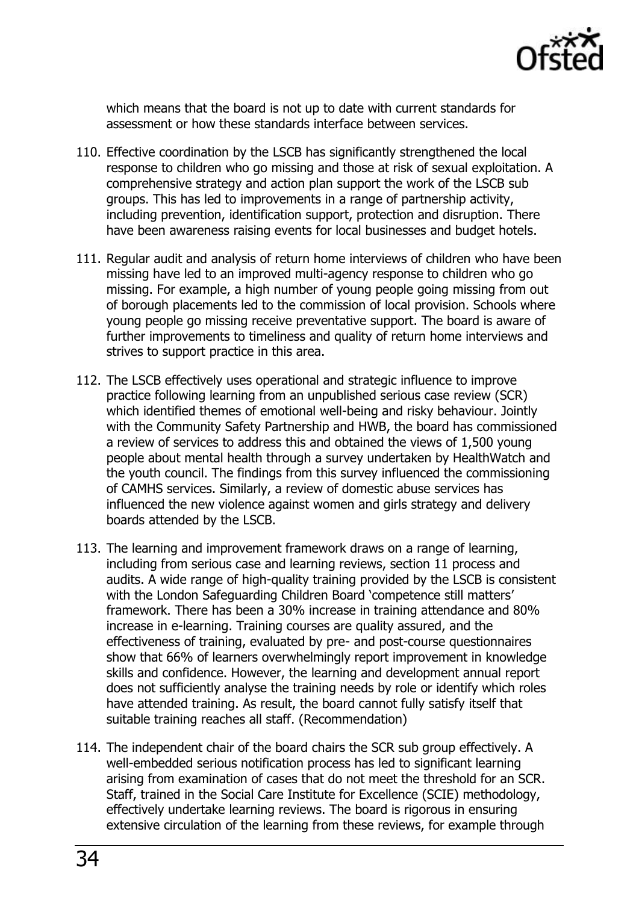which means that the board is not up to date with current standards for assessment or how these standards interface between services.

110. Effective coordination by the LSCB has significantly strengthened the local response to children who go missing and those at risk of sexual exploitation. A comprehensive strategy and action plan support the work of the LSCB sub groups. This has led to improvements in a range of partnership activity, including prevention, identification support, protection and disruption. There have been awareness raising events for local businesses and budget hotels.

111. Regular audit and analysis of return home interviews of children who have been missing have led to an improved multi-agency response to children who go missing. For example, a high number of young people going missing from out of borough placements led to the commission of local provision. Schools where young people go missing receive preventative support. The board is aware of further improvements to timeliness and quality of return home interviews and strives to support practice in this area.

112. The LSCB effectively uses operational and strategic influence to improve practice following learning from an unpublished serious case review (SCR) which identified themes of emotional well-being and risky behaviour. Jointly with the Community Safety Partnership and HWB, the board has commissioned a review of services to address this and obtained the views of 1,500 young people about mental health through a survey undertaken by HealthWatch and the youth council. The findings from this survey influenced the commissioning of CAMHS services. Similarly, a review of domestic abuse services has influenced the new violence against women and girls strategy and delivery boards attended by the LSCB.

113. The learning and improvement framework draws on a range of learning, including from serious case and learning reviews, section 11 process and audits. A wide range of high-quality training provided by the LSCB is consistent with the London Safeguarding Children Board 'competence still matters' framework. There has been a 30% increase in training attendance and 80% increase in e-learning. Training courses are quality assured, and the effectiveness of training, evaluated by pre- and post-course questionnaires show that 66% of learners overwhelmingly report improvement in knowledge skills and confidence. However, the learning and development annual report does not sufficiently analyse the training needs by role or identify which roles have attended training. As result, the board cannot fully satisfy itself that suitable training reaches all staff. (Recommendation)

114. The independent chair of the board chairs the SCR sub group effectively. A well-embedded serious notification process has led to significant learning arising from examination of cases that do not meet the threshold for an SCR. Staff, trained in the Social Care Institute for Excellence (SCIE) methodology, effectively undertake learning reviews. The board is rigorous in ensuring extensive circulation of the learning from these reviews, for example through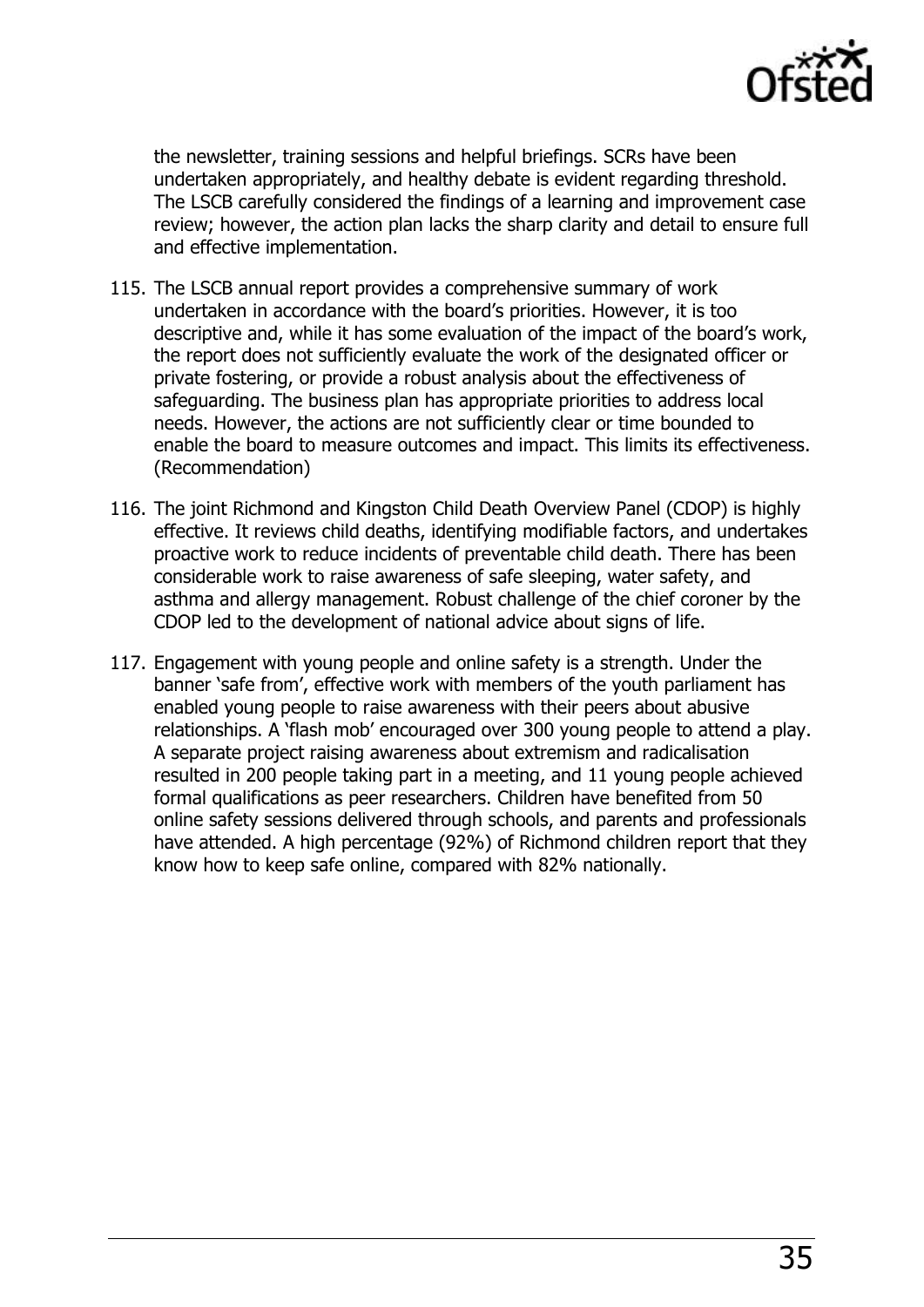the newsletter, training sessions and helpful briefings. SCRs have been undertaken appropriately, and healthy debate is evident regarding threshold. The LSCB carefully considered the findings of a learning and improvement case review; however, the action plan lacks the sharp clarity and detail to ensure full and effective implementation.

115. The LSCB annual report provides a comprehensive summary of work undertaken in accordance with the board's priorities. However, it is too descriptive and, while it has some evaluation of the impact of the board's work, the report does not sufficiently evaluate the work of the designated officer or private fostering, or provide a robust analysis about the effectiveness of safeguarding. The business plan has appropriate priorities to address local needs. However, the actions are not sufficiently clear or time bounded to enable the board to measure outcomes and impact. This limits its effectiveness. (Recommendation)

116. The joint Richmond and Kingston Child Death Overview Panel (CDOP) is highly effective. It reviews child deaths, identifying modifiable factors, and undertakes proactive work to reduce incidents of preventable child death. There has been considerable work to raise awareness of safe sleeping, water safety, and asthma and allergy management. Robust challenge of the chief coroner by the CDOP led to the development of national advice about signs of life.

117. Engagement with young people and online safety is a strength. Under the banner 'safe from', effective work with members of the youth parliament has enabled young people to raise awareness with their peers about abusive relationships. A 'flash mob' encouraged over 300 young people to attend a play. A separate project raising awareness about extremism and radicalisation resulted in 200 people taking part in a meeting, and 11 young people achieved formal qualifications as peer researchers. Children have benefited from 50 online safety sessions delivered through schools, and parents and professionals have attended. A high percentage (92%) of Richmond children report that they know how to keep safe online, compared with 82% nationally.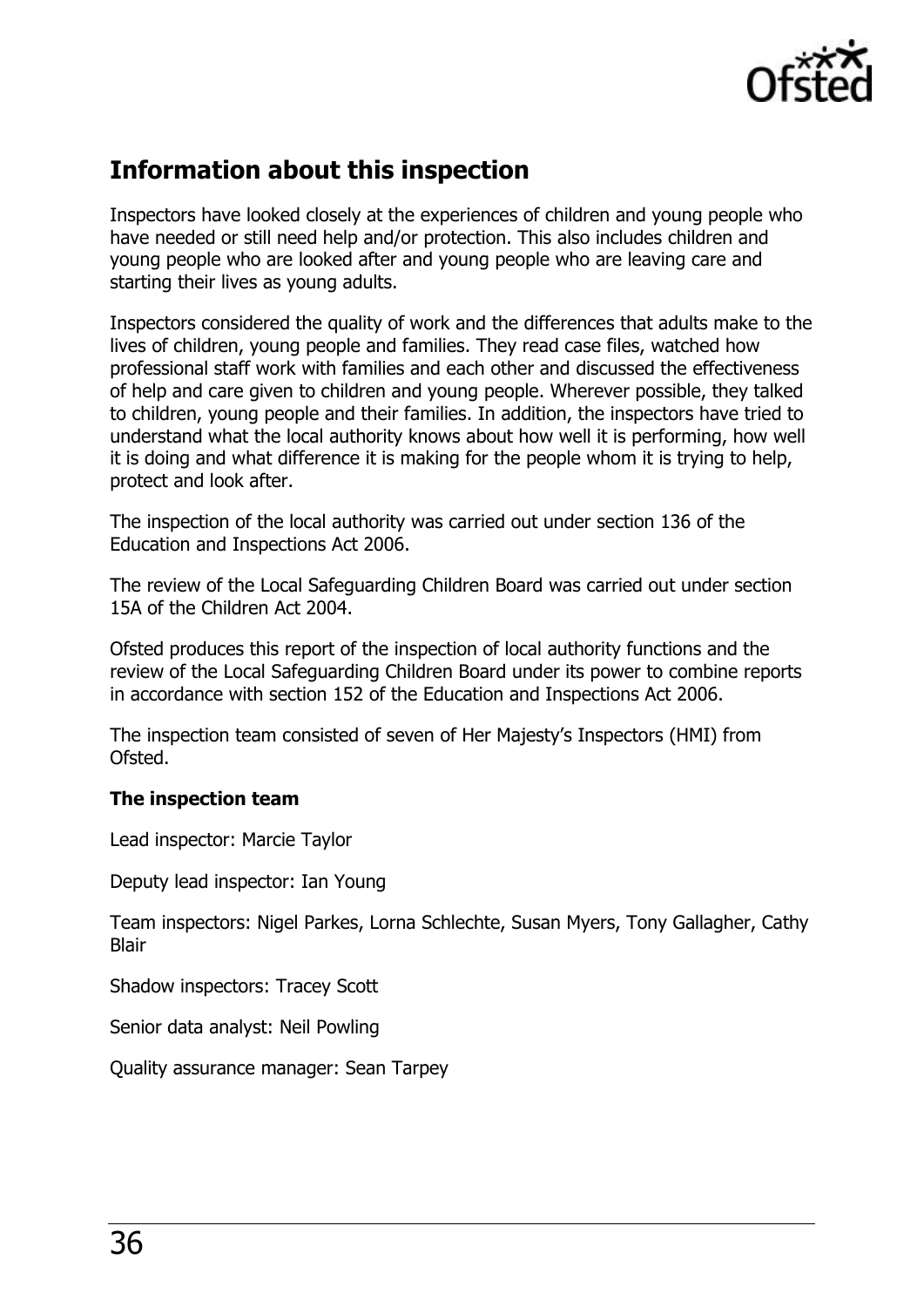## Information about this inspection

Inspectors have looked closely at the experiences of children and young people who have needed or still need help and/or protection. This also includes children and young people who are looked after and young people who are leaving care and starting their lives as young adults.

Inspectors considered the quality of work and the differences that adults make to the lives of children, young people and families. They read case files, watched how professional staff work with families and each other and discussed the effectiveness of help and care given to children and young people. Wherever possible, they talked to children, young people and their families. In addition, the inspectors have tried to understand what the local authority knows about how well it is performing, how well it is doing and what difference it is making for the people whom it is trying to help, protect and look after.

The inspection of the local authority was carried out under section 136 of the Education and Inspections Act 2006.

The review of the Local Safeguarding Children Board was carried out under section 15A of the Children Act 2004.

Ofsted produces this report of the inspection of local authority functions and the review of the Local Safeguarding Children Board under its power to combine reports in accordance with section 152 of the Education and Inspections Act 2006.

The inspection team consisted of seven of Her Majesty's Inspectors (HMI) from Ofsted.

**The inspection team**

Lead inspector: Marcie Taylor

Deputy lead inspector: Ian Young

Team inspectors: Nigel Parkes, Lorna Schlechte, Susan Myers, Tony Gallagher, Cathy Blair

Shadow inspectors: Tracey Scott

Senior data analyst: Neil Powling

Quality assurance manager: Sean Tarpey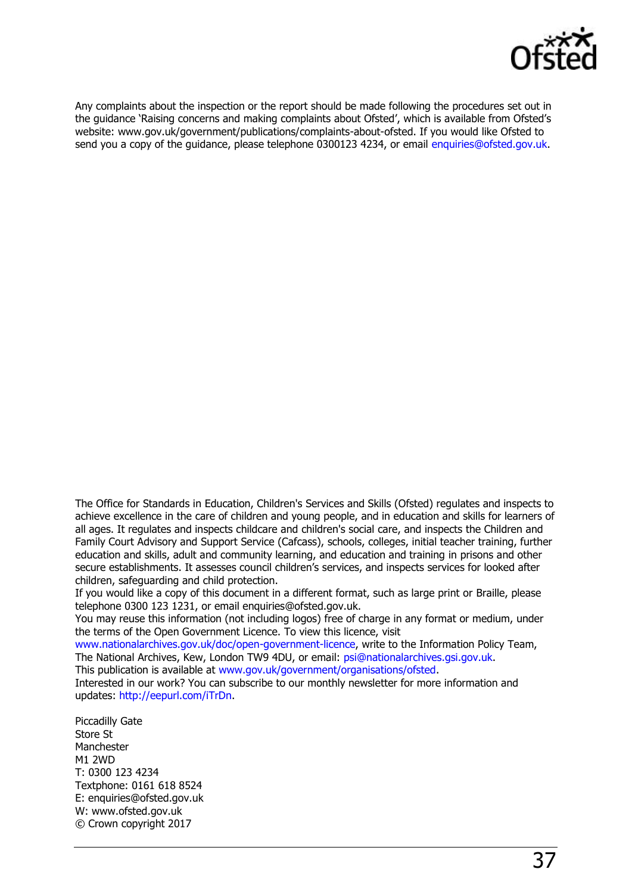Any complaints about the inspection or the report should be made following the procedures set out in the guidance 'Raising concerns and making complaints about Ofsted', which is available from Ofsted's website: www.gov.uk/government/publications/complaints-about-ofsted. If you would like Ofsted to send you a copy of the guidance, please telephone 0300123 4234, or email enquiries@ofsted.gov.uk.

The Office for Standards in Education, Children's Services and Skills (Ofsted) regulates and inspects to achieve excellence in the care of children and young people, and in education and skills for learners of all ages. It regulates and inspects childcare and children's social care, and inspects the Children and Family Court Advisory and Support Service (Cafcass), schools, colleges, initial teacher training, further education and skills, adult and community learning, and education and training in prisons and other secure establishments. It assesses council children's services, and inspects services for looked after children, safeguarding and child protection.

If you would like a copy of this document in a different format, such as large print or Braille, please telephone 0300 123 1231, or email enquiries@ofsted.gov.uk.

You may reuse this information (not including logos) free of charge in any format or medium, under the terms of the Open Government Licence. To view this licence, visit www.nationalarchives.gov.uk/doc/open-government-licence, write to the Information Policy Team, The National Archives, Kew, London TW9 4DU, or email: psi@nationalarchives.gsi.gov.uk.

This publication is available at www.gov.uk/government/organisations/ofsted.

Interested in our work? You can subscribe to our monthly newsletter for more information and updates: http://eepurl.com/iTrDn.

Piccadilly Gate
Store St
Manchester
M1 2WD
T: 0300 123 4234
Textphone: 0161 618 8524
E: enquiries@ofsted.gov.uk
W: www.ofsted.gov.uk
© Crown copyright 2017